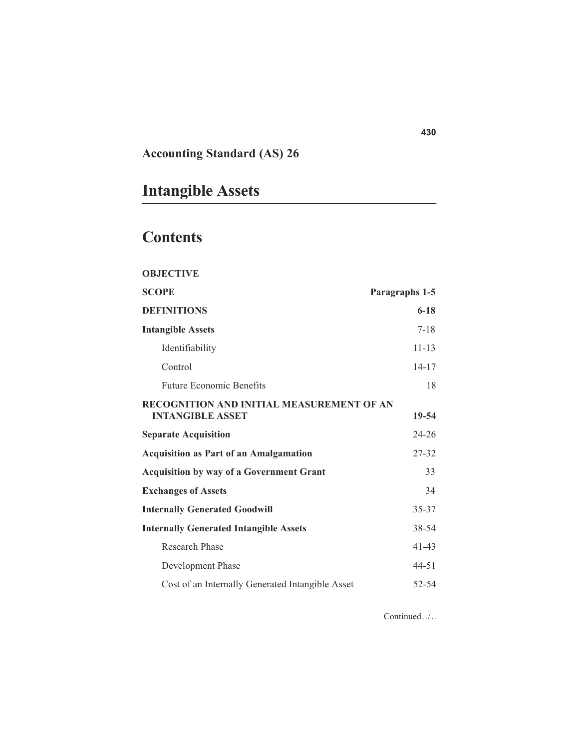# Accounting Standard (AS) 26

# Intangible Assets

## Contents

| | |
|---|---|
| **OBJECTIVE** | |
| **SCOPE** | **Paragraphs 1-5** |
| **DEFINITIONS** | **6-18** |
| **Intangible Assets** | 7-18 |
| Identifiability | 11-13 |
| Control | 14-17 |
| Future Economic Benefits | 18 |
| **RECOGNITION AND INITIAL MEASUREMENT OF AN INTANGIBLE ASSET** | **19-54** |
| **Separate Acquisition** | 24-26 |
| **Acquisition as Part of an Amalgamation** | 27-32 |
| **Acquisition by way of a Government Grant** | 33 |
| **Exchanges of Assets** | 34 |
| **Internally Generated Goodwill** | 35-37 |
| **Internally Generated Intangible Assets** | 38-54 |
| Research Phase | 41-43 |
| Development Phase | 44-51 |
| Cost of an Internally Generated Intangible Asset | 52-54 |

Continued…/..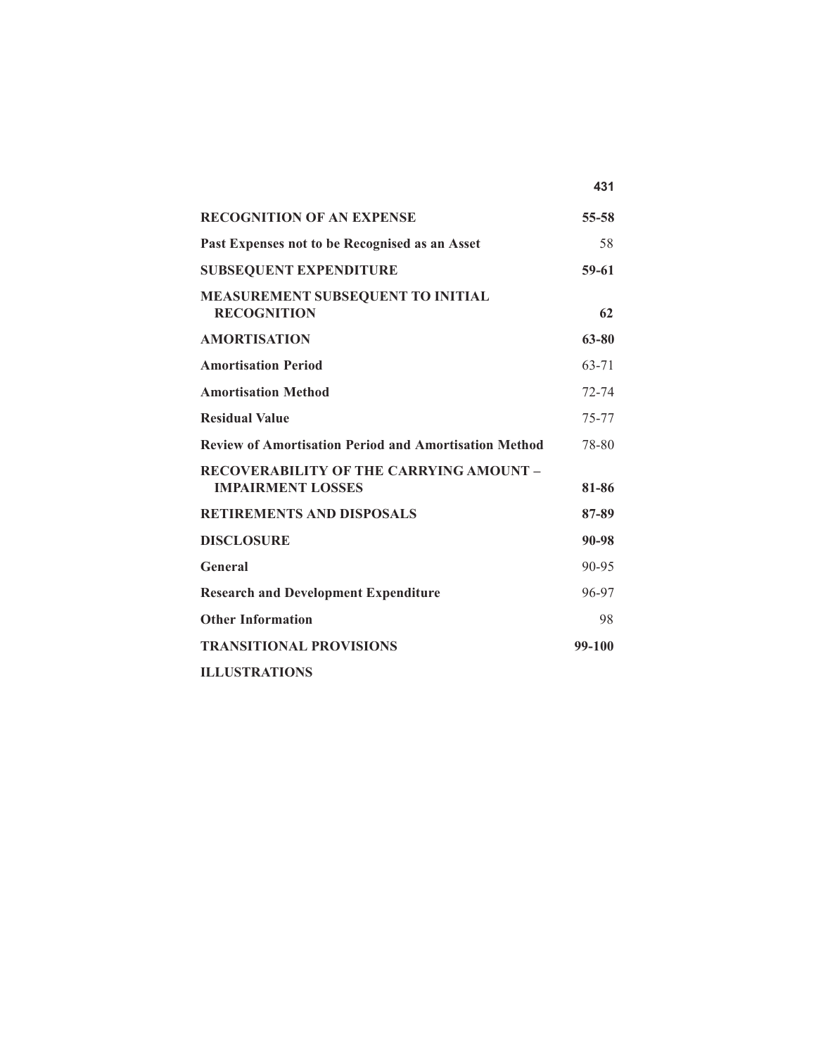| | |
|---|---|
| **RECOGNITION OF AN EXPENSE** | **55-58** |
| **Past Expenses not to be Recognised as an Asset** | 58 |
| **SUBSEQUENT EXPENDITURE** | **59-61** |
| **MEASUREMENT SUBSEQUENT TO INITIAL RECOGNITION** | **62** |
| **AMORTISATION** | **63-80** |
| **Amortisation Period** | 63-71 |
| **Amortisation Method** | 72-74 |
| **Residual Value** | 75-77 |
| **Review of Amortisation Period and Amortisation Method** | 78-80 |
| **RECOVERABILITY OF THE CARRYING AMOUNT – IMPAIRMENT LOSSES** | **81-86** |
| **RETIREMENTS AND DISPOSALS** | **87-89** |
| **DISCLOSURE** | **90-98** |
| **General** | 90-95 |
| **Research and Development Expenditure** | 96-97 |
| **Other Information** | 98 |
| **TRANSITIONAL PROVISIONS** | **99-100** |
| **ILLUSTRATIONS** | |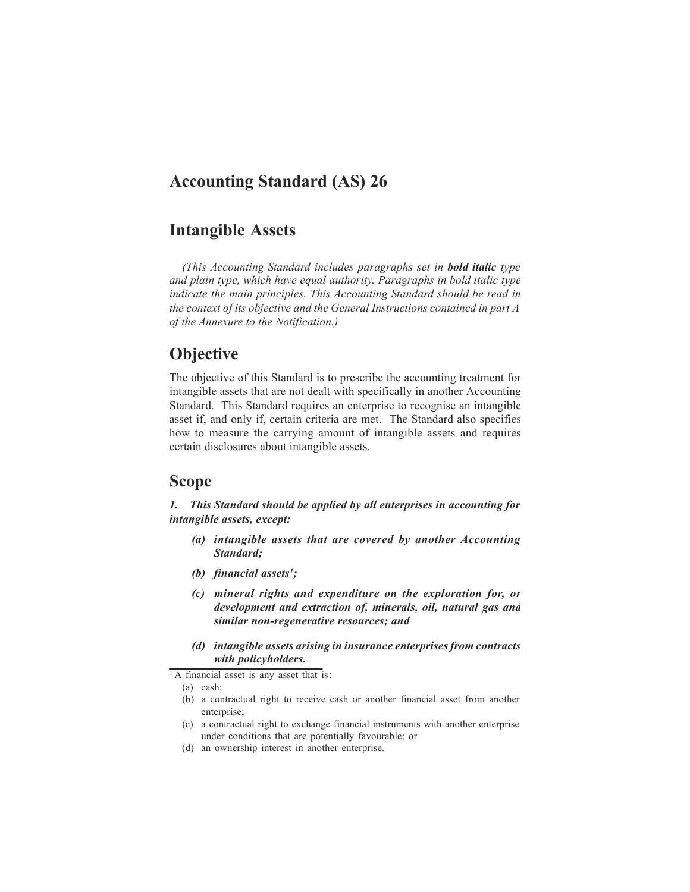# Accounting Standard (AS) 26

# Intangible Assets

*(This Accounting Standard includes paragraphs set in **bold italic** type and plain type, which have equal authority. Paragraphs in bold italic type indicate the main principles. This Accounting Standard should be read in the context of its objective and the General Instructions contained in part A of the Annexure to the Notification.)*

## Objective

The objective of this Standard is to prescribe the accounting treatment for intangible assets that are not dealt with specifically in another Accounting Standard. This Standard requires an enterprise to recognise an intangible asset if, and only if, certain criteria are met. The Standard also specifies how to measure the carrying amount of intangible assets and requires certain disclosures about intangible assets.

## Scope

***1. This Standard should be applied by all enterprises in accounting for intangible assets, except:***

- ***(a) intangible assets that are covered by another Accounting Standard;***
- ***(b) financial assets[1];***
- ***(c) mineral rights and expenditure on the exploration for, or development and extraction of, minerals, oil, natural gas and similar non-regenerative resources; and***
- ***(d) intangible assets arising in insurance enterprises from contracts with policyholders.***

---

[1] A financial asset is any asset that is:

(a) cash;

(b) a contractual right to receive cash or another financial asset from another enterprise;

(c) a contractual right to exchange financial instruments with another enterprise under conditions that are potentially favourable; or

(d) an ownership interest in another enterprise.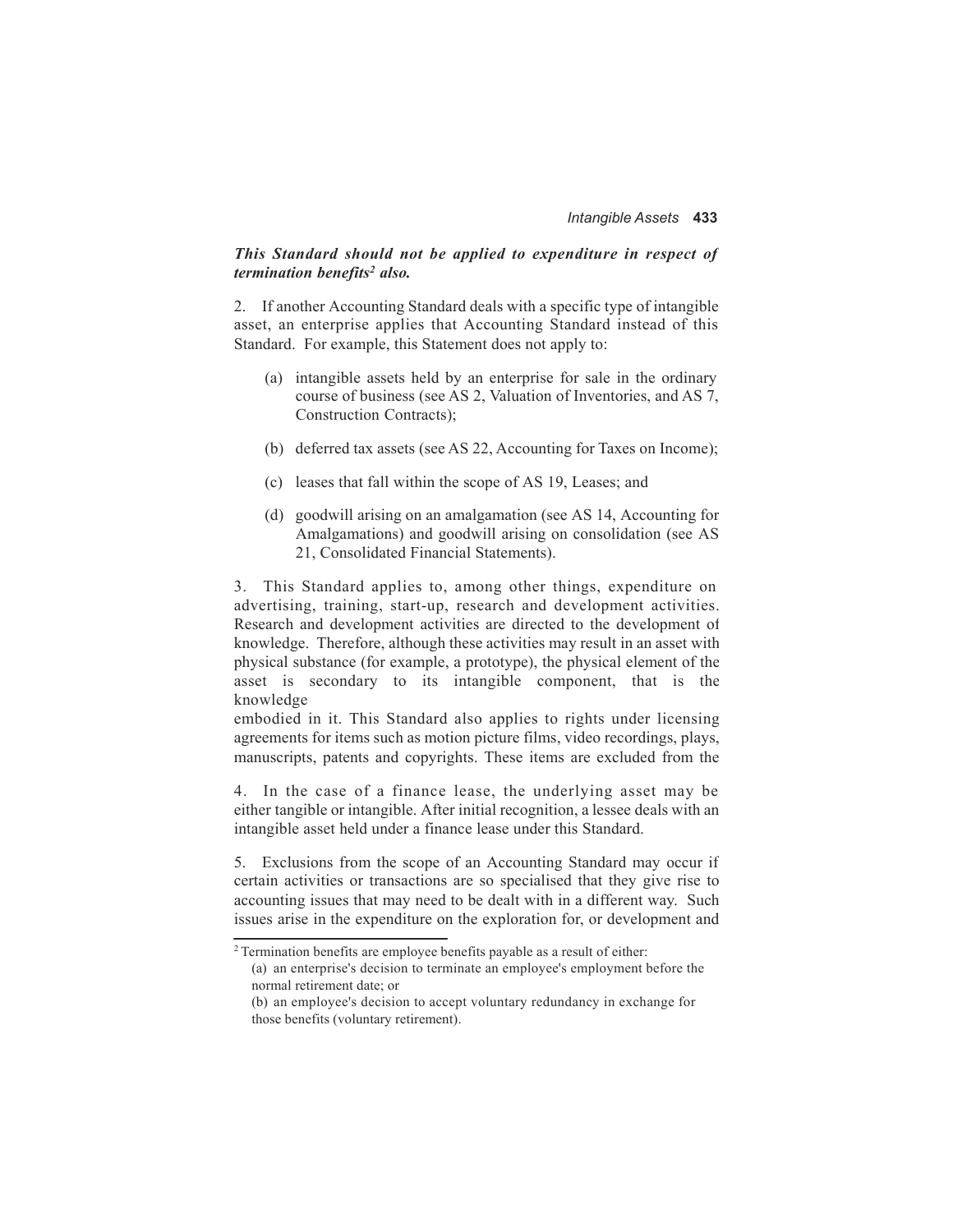***This Standard should not be applied to expenditure in respect of termination benefits[2] also.***

2. If another Accounting Standard deals with a specific type of intangible asset, an enterprise applies that Accounting Standard instead of this Standard. For example, this Statement does not apply to:

(a) intangible assets held by an enterprise for sale in the ordinary course of business (see AS 2, Valuation of Inventories, and AS 7, Construction Contracts);

(b) deferred tax assets (see AS 22, Accounting for Taxes on Income);

(c) leases that fall within the scope of AS 19, Leases; and

(d) goodwill arising on an amalgamation (see AS 14, Accounting for Amalgamations) and goodwill arising on consolidation (see AS 21, Consolidated Financial Statements).

3. This Standard applies to, among other things, expenditure on advertising, training, start-up, research and development activities. Research and development activities are directed to the development of knowledge. Therefore, although these activities may result in an asset with physical substance (for example, a prototype), the physical element of the asset is secondary to its intangible component, that is the knowledge embodied in it. This Standard also applies to rights under licensing agreements for items such as motion picture films, video recordings, plays, manuscripts, patents and copyrights. These items are excluded from the

4. In the case of a finance lease, the underlying asset may be either tangible or intangible. After initial recognition, a lessee deals with an intangible asset held under a finance lease under this Standard.

5. Exclusions from the scope of an Accounting Standard may occur if certain activities or transactions are so specialised that they give rise to accounting issues that may need to be dealt with in a different way. Such issues arise in the expenditure on the exploration for, or development and

---

[2] Termination benefits are employee benefits payable as a result of either:

(a) an enterprise's decision to terminate an employee's employment before the normal retirement date; or

(b) an employee's decision to accept voluntary redundancy in exchange for those benefits (voluntary retirement).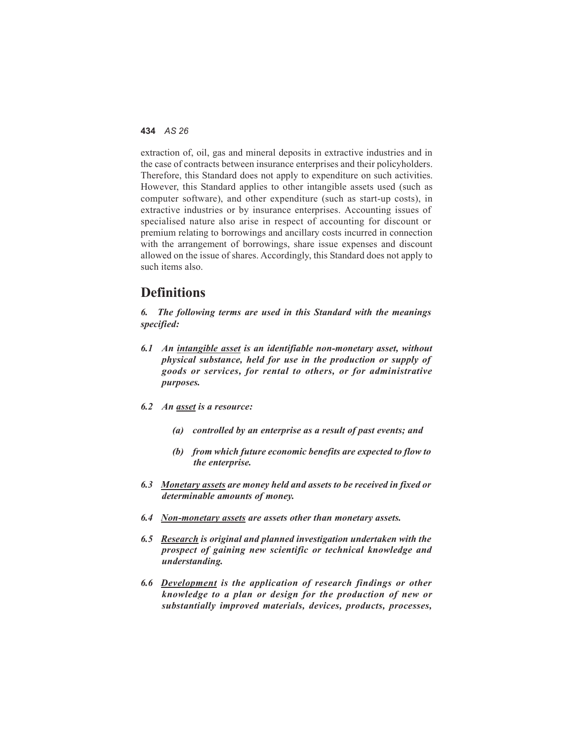extraction of, oil, gas and mineral deposits in extractive industries and in the case of contracts between insurance enterprises and their policyholders. Therefore, this Standard does not apply to expenditure on such activities. However, this Standard applies to other intangible assets used (such as computer software), and other expenditure (such as start-up costs), in extractive industries or by insurance enterprises. Accounting issues of specialised nature also arise in respect of accounting for discount or premium relating to borrowings and ancillary costs incurred in connection with the arrangement of borrowings, share issue expenses and discount allowed on the issue of shares. Accordingly, this Standard does not apply to such items also.

## Definitions

***6. The following terms are used in this Standard with the meanings specified:***

***6.1 An <u>intangible asset</u> is an identifiable non-monetary asset, without physical substance, held for use in the production or supply of goods or services, for rental to others, or for administrative purposes.***

***6.2 An <u>asset</u> is a resource:***

***(a) controlled by an enterprise as a result of past events; and***

***(b) from which future economic benefits are expected to flow to the enterprise.***

***6.3 <u>Monetary assets</u> are money held and assets to be received in fixed or determinable amounts of money.***

***6.4 <u>Non-monetary assets</u> are assets other than monetary assets.***

***6.5 <u>Research</u> is original and planned investigation undertaken with the prospect of gaining new scientific or technical knowledge and understanding.***

***6.6 <u>Development</u> is the application of research findings or other knowledge to a plan or design for the production of new or substantially improved materials, devices, products, processes,***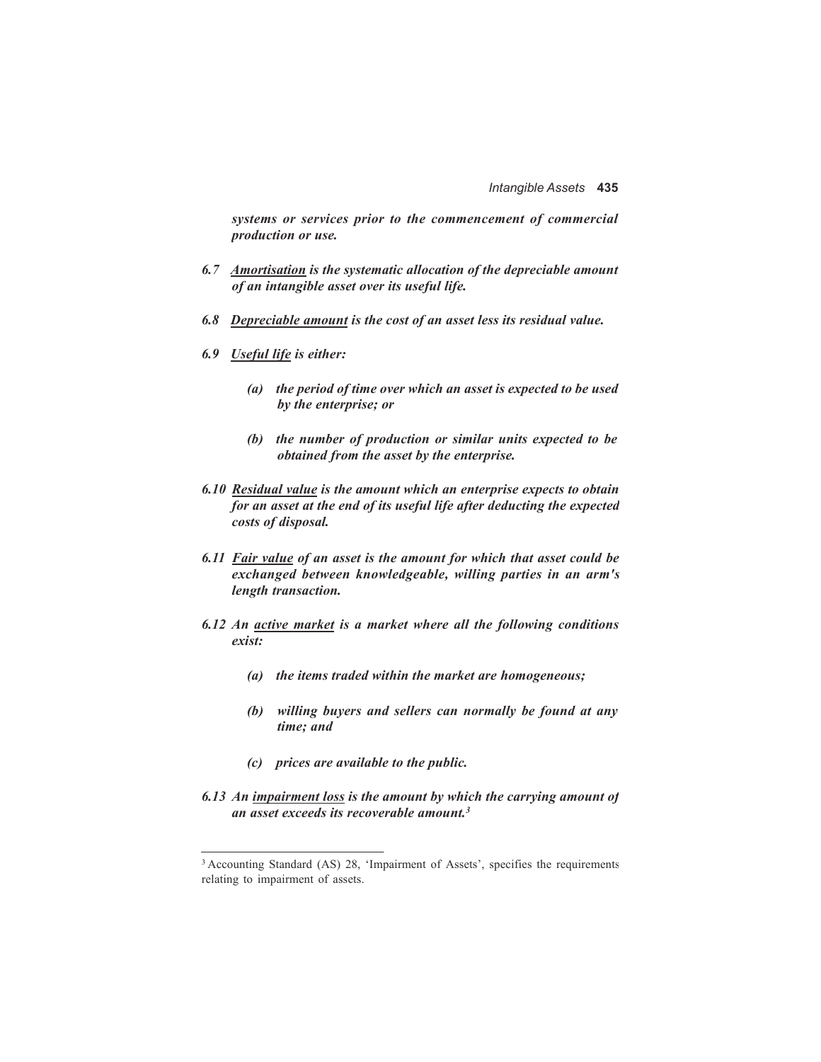***systems or services prior to the commencement of commercial production or use.***

***6.7 <u>Amortisation</u> is the systematic allocation of the depreciable amount of an intangible asset over its useful life.***

***6.8 <u>Depreciable amount</u> is the cost of an asset less its residual value.***

***6.9 <u>Useful life</u> is either:***

- ***(a) the period of time over which an asset is expected to be used by the enterprise; or***
- ***(b) the number of production or similar units expected to be obtained from the asset by the enterprise.***

***6.10 <u>Residual value</u> is the amount which an enterprise expects to obtain for an asset at the end of its useful life after deducting the expected costs of disposal.***

***6.11 <u>Fair value</u> of an asset is the amount for which that asset could be exchanged between knowledgeable, willing parties in an arm's length transaction.***

***6.12 An <u>active market</u> is a market where all the following conditions exist:***

- ***(a) the items traded within the market are homogeneous;***
- ***(b) willing buyers and sellers can normally be found at any time; and***
- ***(c) prices are available to the public.***

***6.13 An <u>impairment loss</u> is the amount by which the carrying amount of an asset exceeds its recoverable amount.[3]***

---

[3] Accounting Standard (AS) 28, 'Impairment of Assets', specifies the requirements relating to impairment of assets.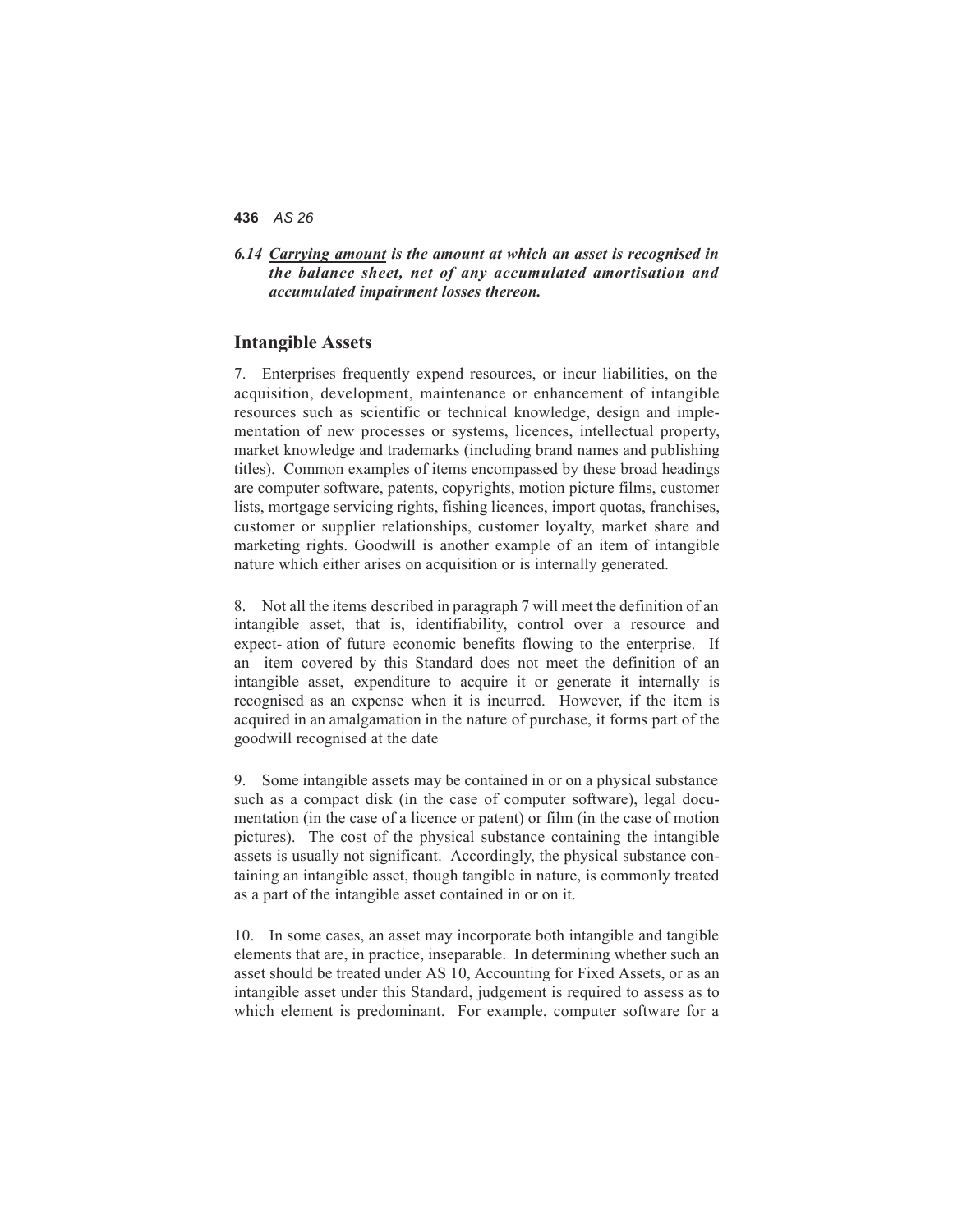*6.14 <u>Carrying amount</u> is the amount at which an asset is recognised in the balance sheet, net of any accumulated amortisation and accumulated impairment losses thereon.*

## Intangible Assets

7. Enterprises frequently expend resources, or incur liabilities, on the acquisition, development, maintenance or enhancement of intangible resources such as scientific or technical knowledge, design and implementation of new processes or systems, licences, intellectual property, market knowledge and trademarks (including brand names and publishing titles). Common examples of items encompassed by these broad headings are computer software, patents, copyrights, motion picture films, customer lists, mortgage servicing rights, fishing licences, import quotas, franchises, customer or supplier relationships, customer loyalty, market share and marketing rights. Goodwill is another example of an item of intangible nature which either arises on acquisition or is internally generated.

8. Not all the items described in paragraph 7 will meet the definition of an intangible asset, that is, identifiability, control over a resource and expect- ation of future economic benefits flowing to the enterprise. If an item covered by this Standard does not meet the definition of an intangible asset, expenditure to acquire it or generate it internally is recognised as an expense when it is incurred. However, if the item is acquired in an amalgamation in the nature of purchase, it forms part of the goodwill recognised at the date

9. Some intangible assets may be contained in or on a physical substance such as a compact disk (in the case of computer software), legal documentation (in the case of a licence or patent) or film (in the case of motion pictures). The cost of the physical substance containing the intangible assets is usually not significant. Accordingly, the physical substance containing an intangible asset, though tangible in nature, is commonly treated as a part of the intangible asset contained in or on it.

10. In some cases, an asset may incorporate both intangible and tangible elements that are, in practice, inseparable. In determining whether such an asset should be treated under AS 10, Accounting for Fixed Assets, or as an intangible asset under this Standard, judgement is required to assess as to which element is predominant. For example, computer software for a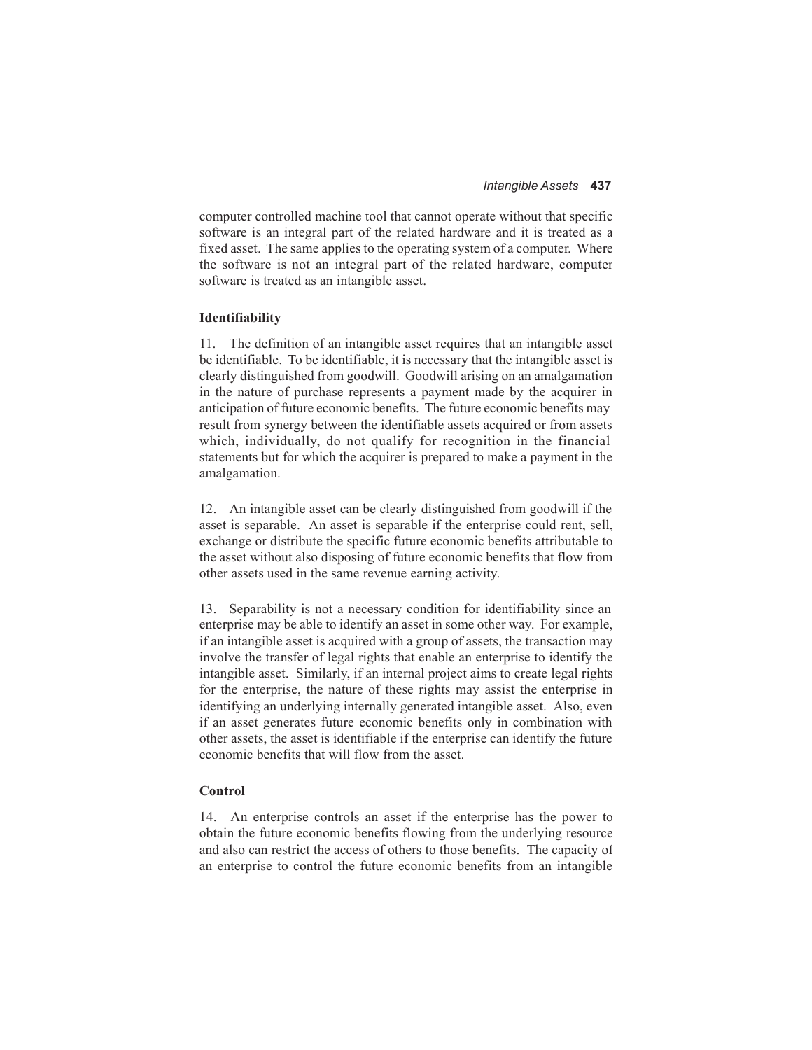computer controlled machine tool that cannot operate without that specific software is an integral part of the related hardware and it is treated as a fixed asset. The same applies to the operating system of a computer. Where the software is not an integral part of the related hardware, computer software is treated as an intangible asset.

### Identifiability

11. The definition of an intangible asset requires that an intangible asset be identifiable. To be identifiable, it is necessary that the intangible asset is clearly distinguished from goodwill. Goodwill arising on an amalgamation in the nature of purchase represents a payment made by the acquirer in anticipation of future economic benefits. The future economic benefits may result from synergy between the identifiable assets acquired or from assets which, individually, do not qualify for recognition in the financial statements but for which the acquirer is prepared to make a payment in the amalgamation.

12. An intangible asset can be clearly distinguished from goodwill if the asset is separable. An asset is separable if the enterprise could rent, sell, exchange or distribute the specific future economic benefits attributable to the asset without also disposing of future economic benefits that flow from other assets used in the same revenue earning activity.

13. Separability is not a necessary condition for identifiability since an enterprise may be able to identify an asset in some other way. For example, if an intangible asset is acquired with a group of assets, the transaction may involve the transfer of legal rights that enable an enterprise to identify the intangible asset. Similarly, if an internal project aims to create legal rights for the enterprise, the nature of these rights may assist the enterprise in identifying an underlying internally generated intangible asset. Also, even if an asset generates future economic benefits only in combination with other assets, the asset is identifiable if the enterprise can identify the future economic benefits that will flow from the asset.

### Control

14. An enterprise controls an asset if the enterprise has the power to obtain the future economic benefits flowing from the underlying resource and also can restrict the access of others to those benefits. The capacity of an enterprise to control the future economic benefits from an intangible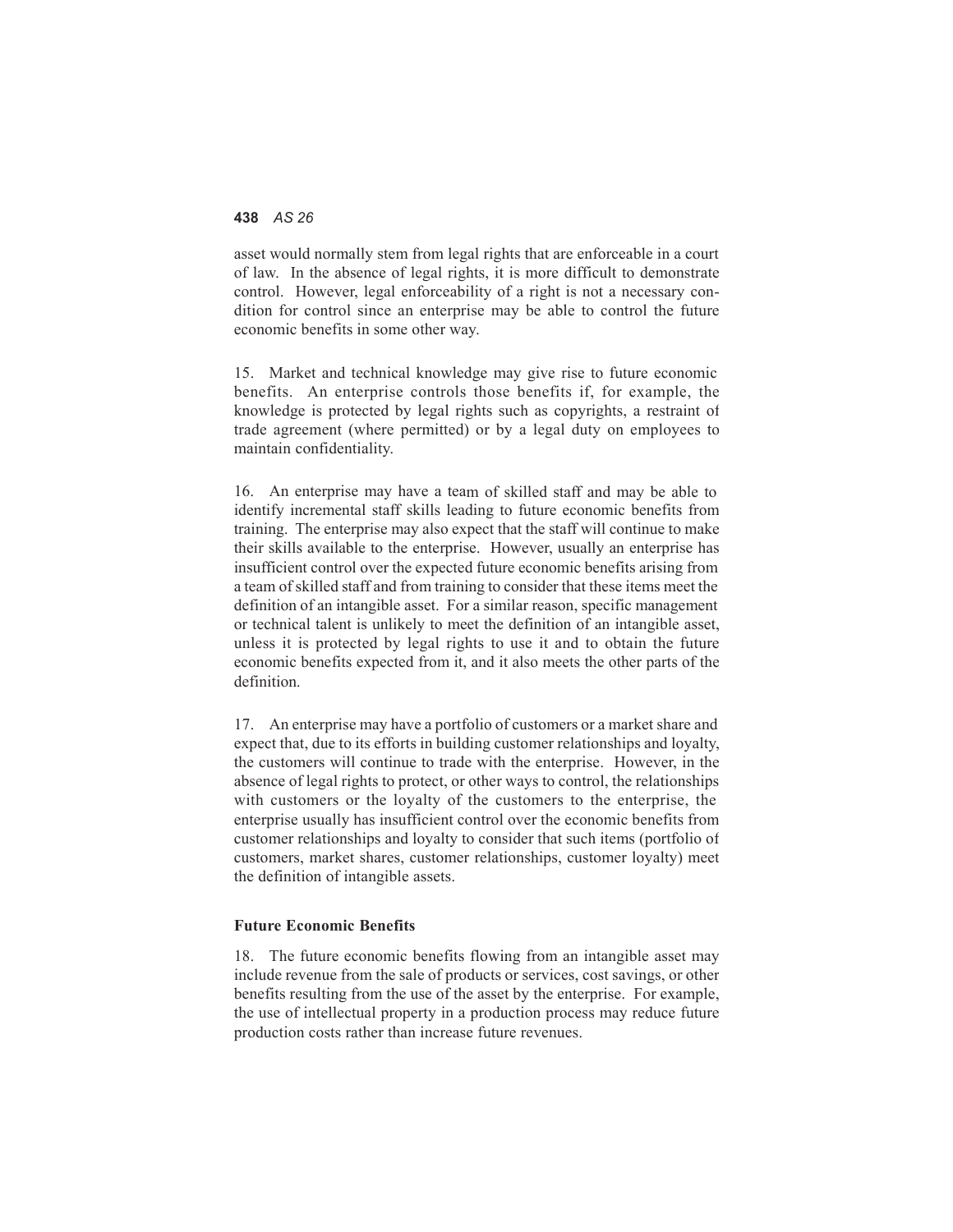asset would normally stem from legal rights that are enforceable in a court of law. In the absence of legal rights, it is more difficult to demonstrate control. However, legal enforceability of a right is not a necessary condition for control since an enterprise may be able to control the future economic benefits in some other way.

15. Market and technical knowledge may give rise to future economic benefits. An enterprise controls those benefits if, for example, the knowledge is protected by legal rights such as copyrights, a restraint of trade agreement (where permitted) or by a legal duty on employees to maintain confidentiality.

16. An enterprise may have a team of skilled staff and may be able to identify incremental staff skills leading to future economic benefits from training. The enterprise may also expect that the staff will continue to make their skills available to the enterprise. However, usually an enterprise has insufficient control over the expected future economic benefits arising from a team of skilled staff and from training to consider that these items meet the definition of an intangible asset. For a similar reason, specific management or technical talent is unlikely to meet the definition of an intangible asset, unless it is protected by legal rights to use it and to obtain the future economic benefits expected from it, and it also meets the other parts of the definition.

17. An enterprise may have a portfolio of customers or a market share and expect that, due to its efforts in building customer relationships and loyalty, the customers will continue to trade with the enterprise. However, in the absence of legal rights to protect, or other ways to control, the relationships with customers or the loyalty of the customers to the enterprise, the enterprise usually has insufficient control over the economic benefits from customer relationships and loyalty to consider that such items (portfolio of customers, market shares, customer relationships, customer loyalty) meet the definition of intangible assets.

**Future Economic Benefits**

18. The future economic benefits flowing from an intangible asset may include revenue from the sale of products or services, cost savings, or other benefits resulting from the use of the asset by the enterprise. For example, the use of intellectual property in a production process may reduce future production costs rather than increase future revenues.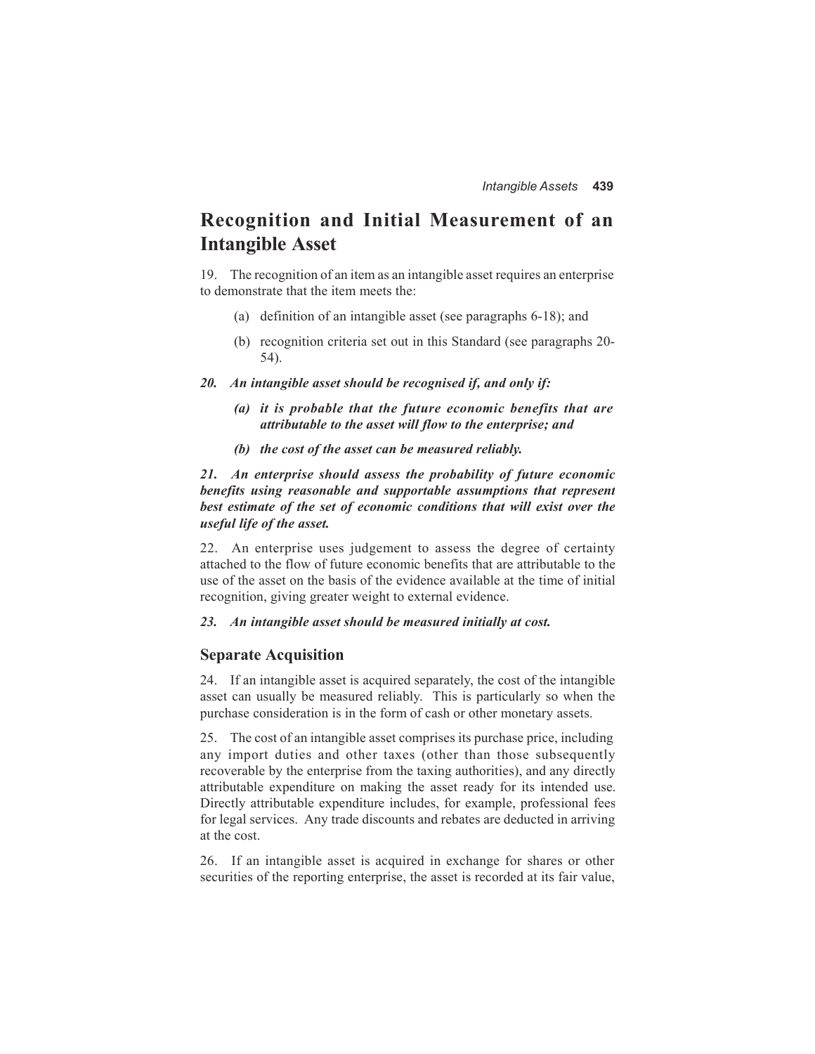## Recognition and Initial Measurement of an Intangible Asset

19. The recognition of an item as an intangible asset requires an enterprise to demonstrate that the item meets the:

(a) definition of an intangible asset (see paragraphs 6-18); and

(b) recognition criteria set out in this Standard (see paragraphs 20-54).

***20. An intangible asset should be recognised if, and only if:***

***(a) it is probable that the future economic benefits that are attributable to the asset will flow to the enterprise; and***

***(b) the cost of the asset can be measured reliably.***

***21. An enterprise should assess the probability of future economic benefits using reasonable and supportable assumptions that represent best estimate of the set of economic conditions that will exist over the useful life of the asset.***

22. An enterprise uses judgement to assess the degree of certainty attached to the flow of future economic benefits that are attributable to the use of the asset on the basis of the evidence available at the time of initial recognition, giving greater weight to external evidence.

***23. An intangible asset should be measured initially at cost.***

### Separate Acquisition

24. If an intangible asset is acquired separately, the cost of the intangible asset can usually be measured reliably. This is particularly so when the purchase consideration is in the form of cash or other monetary assets.

25. The cost of an intangible asset comprises its purchase price, including any import duties and other taxes (other than those subsequently recoverable by the enterprise from the taxing authorities), and any directly attributable expenditure on making the asset ready for its intended use. Directly attributable expenditure includes, for example, professional fees for legal services. Any trade discounts and rebates are deducted in arriving at the cost.

26. If an intangible asset is acquired in exchange for shares or other securities of the reporting enterprise, the asset is recorded at its fair value,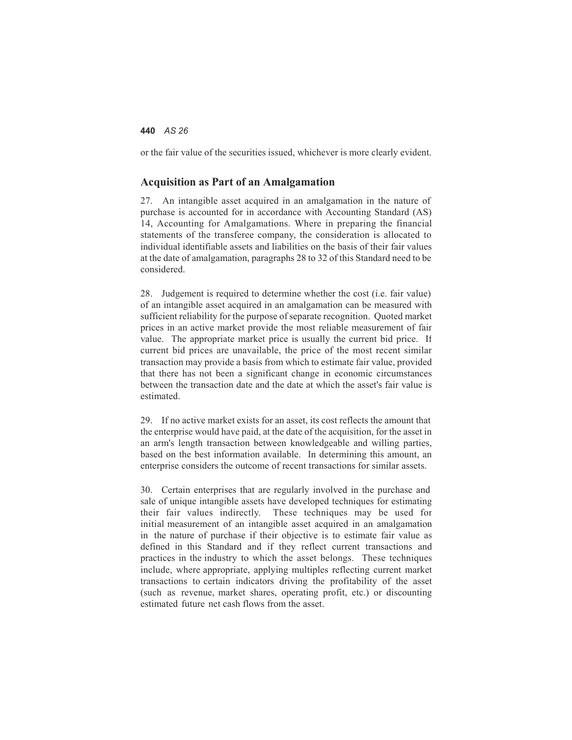or the fair value of the securities issued, whichever is more clearly evident.

## Acquisition as Part of an Amalgamation

27. An intangible asset acquired in an amalgamation in the nature of purchase is accounted for in accordance with Accounting Standard (AS) 14, Accounting for Amalgamations. Where in preparing the financial statements of the transferee company, the consideration is allocated to individual identifiable assets and liabilities on the basis of their fair values at the date of amalgamation, paragraphs 28 to 32 of this Standard need to be considered.

28. Judgement is required to determine whether the cost (i.e. fair value) of an intangible asset acquired in an amalgamation can be measured with sufficient reliability for the purpose of separate recognition. Quoted market prices in an active market provide the most reliable measurement of fair value. The appropriate market price is usually the current bid price. If current bid prices are unavailable, the price of the most recent similar transaction may provide a basis from which to estimate fair value, provided that there has not been a significant change in economic circumstances between the transaction date and the date at which the asset's fair value is estimated.

29. If no active market exists for an asset, its cost reflects the amount that the enterprise would have paid, at the date of the acquisition, for the asset in an arm's length transaction between knowledgeable and willing parties, based on the best information available. In determining this amount, an enterprise considers the outcome of recent transactions for similar assets.

30. Certain enterprises that are regularly involved in the purchase and sale of unique intangible assets have developed techniques for estimating their fair values indirectly. These techniques may be used for initial measurement of an intangible asset acquired in an amalgamation in the nature of purchase if their objective is to estimate fair value as defined in this Standard and if they reflect current transactions and practices in the industry to which the asset belongs. These techniques include, where appropriate, applying multiples reflecting current market transactions to certain indicators driving the profitability of the asset (such as revenue, market shares, operating profit, etc.) or discounting estimated future net cash flows from the asset.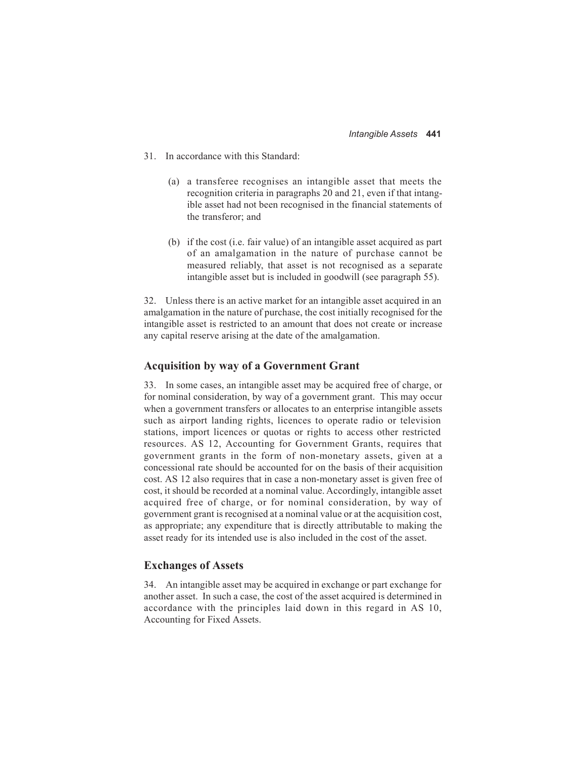31. In accordance with this Standard:

 (a) a transferee recognises an intangible asset that meets the recognition criteria in paragraphs 20 and 21, even if that intangible asset had not been recognised in the financial statements of the transferor; and

 (b) if the cost (i.e. fair value) of an intangible asset acquired as part of an amalgamation in the nature of purchase cannot be measured reliably, that asset is not recognised as a separate intangible asset but is included in goodwill (see paragraph 55).

32. Unless there is an active market for an intangible asset acquired in an amalgamation in the nature of purchase, the cost initially recognised for the intangible asset is restricted to an amount that does not create or increase any capital reserve arising at the date of the amalgamation.

## Acquisition by way of a Government Grant

33. In some cases, an intangible asset may be acquired free of charge, or for nominal consideration, by way of a government grant. This may occur when a government transfers or allocates to an enterprise intangible assets such as airport landing rights, licences to operate radio or television stations, import licences or quotas or rights to access other restricted resources. AS 12, Accounting for Government Grants, requires that government grants in the form of non-monetary assets, given at a concessional rate should be accounted for on the basis of their acquisition cost. AS 12 also requires that in case a non-monetary asset is given free of cost, it should be recorded at a nominal value. Accordingly, intangible asset acquired free of charge, or for nominal consideration, by way of government grant is recognised at a nominal value or at the acquisition cost, as appropriate; any expenditure that is directly attributable to making the asset ready for its intended use is also included in the cost of the asset.

## Exchanges of Assets

34. An intangible asset may be acquired in exchange or part exchange for another asset. In such a case, the cost of the asset acquired is determined in accordance with the principles laid down in this regard in AS 10, Accounting for Fixed Assets.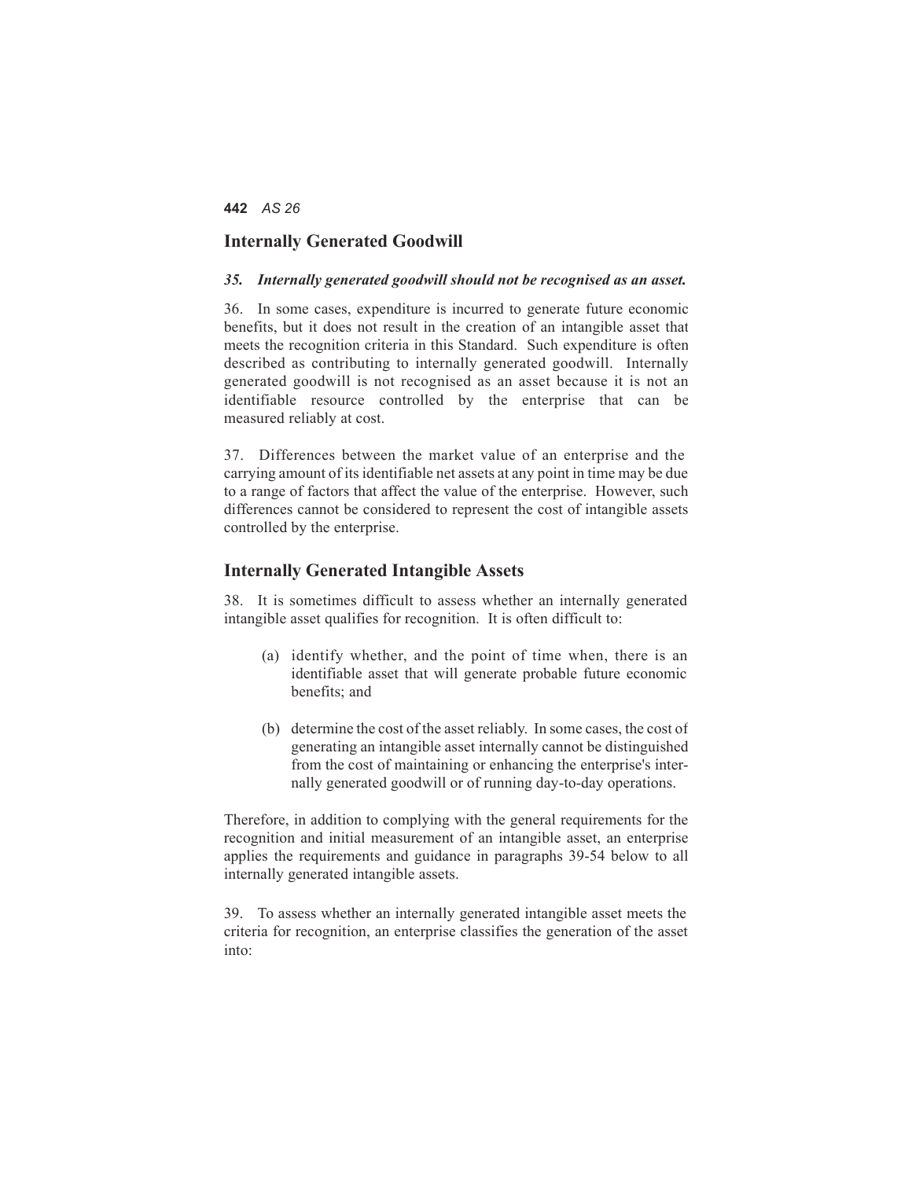## Internally Generated Goodwill

***35. Internally generated goodwill should not be recognised as an asset.***

36. In some cases, expenditure is incurred to generate future economic benefits, but it does not result in the creation of an intangible asset that meets the recognition criteria in this Standard. Such expenditure is often described as contributing to internally generated goodwill. Internally generated goodwill is not recognised as an asset because it is not an identifiable resource controlled by the enterprise that can be measured reliably at cost.

37. Differences between the market value of an enterprise and the carrying amount of its identifiable net assets at any point in time may be due to a range of factors that affect the value of the enterprise. However, such differences cannot be considered to represent the cost of intangible assets controlled by the enterprise.

## Internally Generated Intangible Assets

38. It is sometimes difficult to assess whether an internally generated intangible asset qualifies for recognition. It is often difficult to:

(a) identify whether, and the point of time when, there is an identifiable asset that will generate probable future economic benefits; and

(b) determine the cost of the asset reliably. In some cases, the cost of generating an intangible asset internally cannot be distinguished from the cost of maintaining or enhancing the enterprise's internally generated goodwill or of running day-to-day operations.

Therefore, in addition to complying with the general requirements for the recognition and initial measurement of an intangible asset, an enterprise applies the requirements and guidance in paragraphs 39-54 below to all internally generated intangible assets.

39. To assess whether an internally generated intangible asset meets the criteria for recognition, an enterprise classifies the generation of the asset into: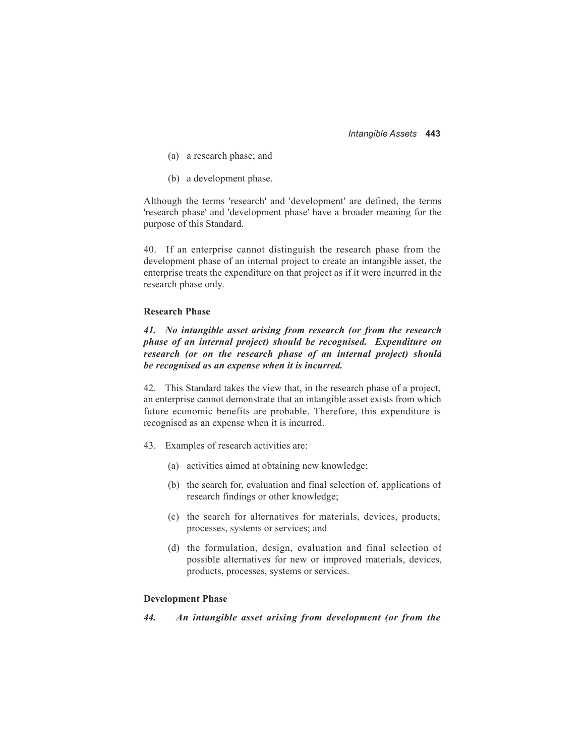(a) a research phase; and

(b) a development phase.

Although the terms 'research' and 'development' are defined, the terms 'research phase' and 'development phase' have a broader meaning for the purpose of this Standard.

40. If an enterprise cannot distinguish the research phase from the development phase of an internal project to create an intangible asset, the enterprise treats the expenditure on that project as if it were incurred in the research phase only.

**Research Phase**

***41. No intangible asset arising from research (or from the research phase of an internal project) should be recognised. Expenditure on research (or on the research phase of an internal project) should be recognised as an expense when it is incurred.***

42. This Standard takes the view that, in the research phase of a project, an enterprise cannot demonstrate that an intangible asset exists from which future economic benefits are probable. Therefore, this expenditure is recognised as an expense when it is incurred.

43. Examples of research activities are:

(a) activities aimed at obtaining new knowledge;

(b) the search for, evaluation and final selection of, applications of research findings or other knowledge;

(c) the search for alternatives for materials, devices, products, processes, systems or services; and

(d) the formulation, design, evaluation and final selection of possible alternatives for new or improved materials, devices, products, processes, systems or services.

**Development Phase**

***44. An intangible asset arising from development (or from the***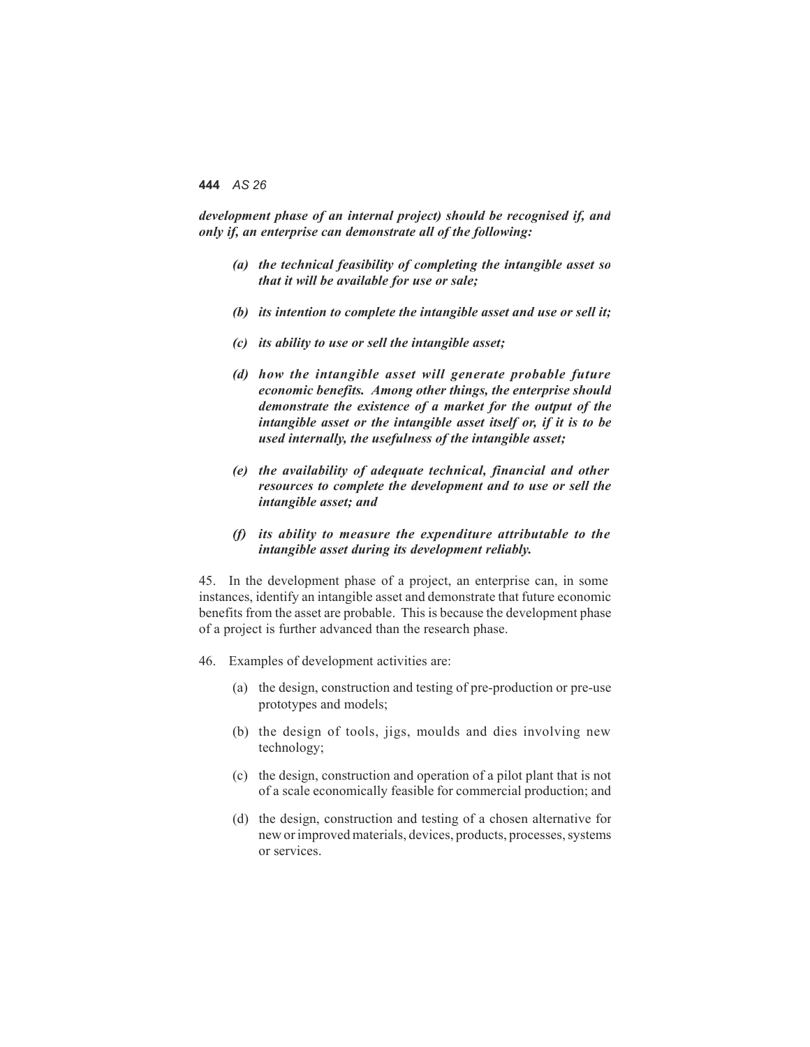***development phase of an internal project) should be recognised if, and only if, an enterprise can demonstrate all of the following:***

- ***(a) the technical feasibility of completing the intangible asset so that it will be available for use or sale;***
- ***(b) its intention to complete the intangible asset and use or sell it;***
- ***(c) its ability to use or sell the intangible asset;***
- ***(d) how the intangible asset will generate probable future economic benefits. Among other things, the enterprise should demonstrate the existence of a market for the output of the intangible asset or the intangible asset itself or, if it is to be used internally, the usefulness of the intangible asset;***
- ***(e) the availability of adequate technical, financial and other resources to complete the development and to use or sell the intangible asset; and***
- ***(f) its ability to measure the expenditure attributable to the intangible asset during its development reliably.***

45. In the development phase of a project, an enterprise can, in some instances, identify an intangible asset and demonstrate that future economic benefits from the asset are probable. This is because the development phase of a project is further advanced than the research phase.

46. Examples of development activities are:

- (a) the design, construction and testing of pre-production or pre-use prototypes and models;
- (b) the design of tools, jigs, moulds and dies involving new technology;
- (c) the design, construction and operation of a pilot plant that is not of a scale economically feasible for commercial production; and
- (d) the design, construction and testing of a chosen alternative for new or improved materials, devices, products, processes, systems or services.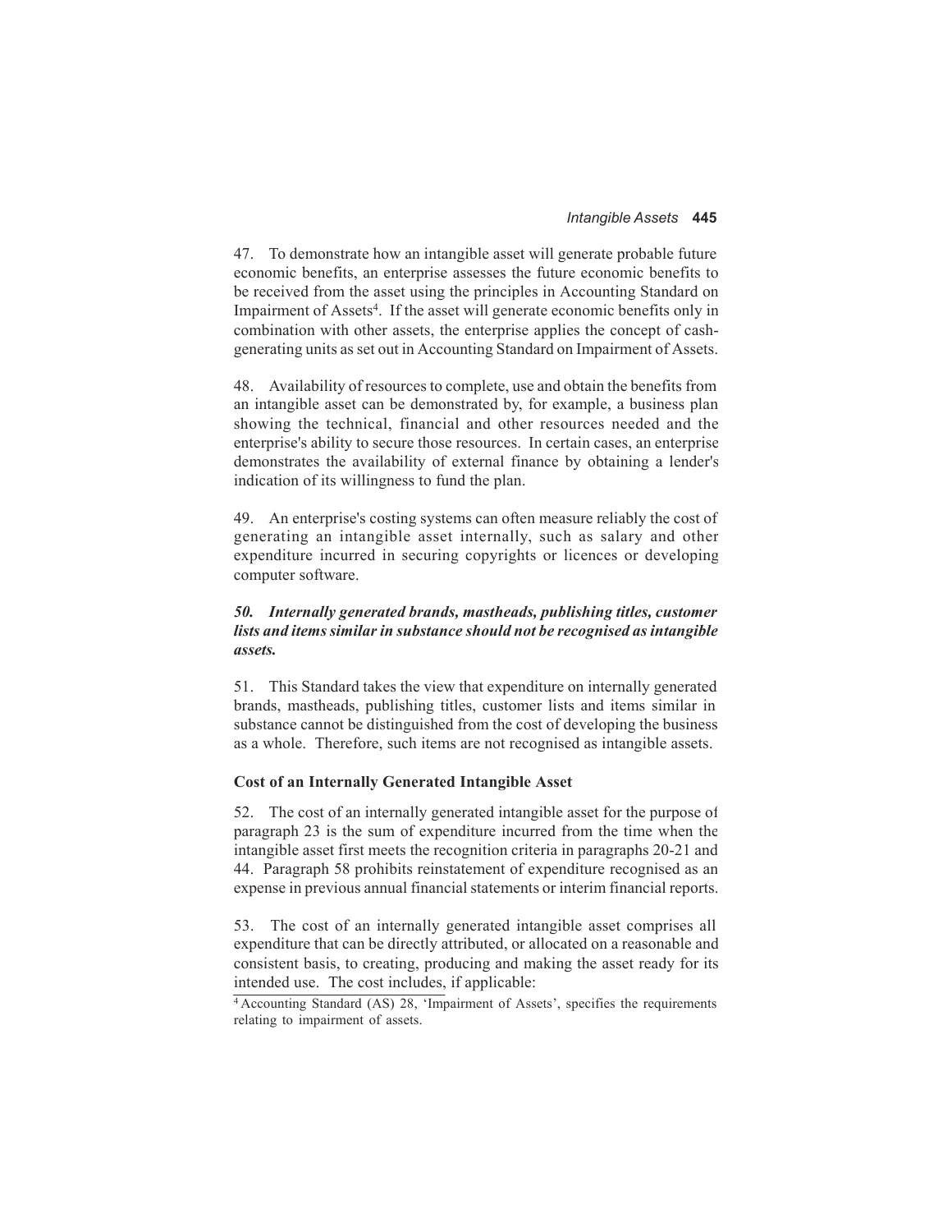47. To demonstrate how an intangible asset will generate probable future economic benefits, an enterprise assesses the future economic benefits to be received from the asset using the principles in Accounting Standard on Impairment of Assets[4]. If the asset will generate economic benefits only in combination with other assets, the enterprise applies the concept of cash-generating units as set out in Accounting Standard on Impairment of Assets.

48. Availability of resources to complete, use and obtain the benefits from an intangible asset can be demonstrated by, for example, a business plan showing the technical, financial and other resources needed and the enterprise's ability to secure those resources. In certain cases, an enterprise demonstrates the availability of external finance by obtaining a lender's indication of its willingness to fund the plan.

49. An enterprise's costing systems can often measure reliably the cost of generating an intangible asset internally, such as salary and other expenditure incurred in securing copyrights or licences or developing computer software.

***50. Internally generated brands, mastheads, publishing titles, customer lists and items similar in substance should not be recognised as intangible assets.***

51. This Standard takes the view that expenditure on internally generated brands, mastheads, publishing titles, customer lists and items similar in substance cannot be distinguished from the cost of developing the business as a whole. Therefore, such items are not recognised as intangible assets.

### Cost of an Internally Generated Intangible Asset

52. The cost of an internally generated intangible asset for the purpose of paragraph 23 is the sum of expenditure incurred from the time when the intangible asset first meets the recognition criteria in paragraphs 20-21 and 44. Paragraph 58 prohibits reinstatement of expenditure recognised as an expense in previous annual financial statements or interim financial reports.

53. The cost of an internally generated intangible asset comprises all expenditure that can be directly attributed, or allocated on a reasonable and consistent basis, to creating, producing and making the asset ready for its intended use. The cost includes, if applicable:

---

[4] Accounting Standard (AS) 28, 'Impairment of Assets', specifies the requirements relating to impairment of assets.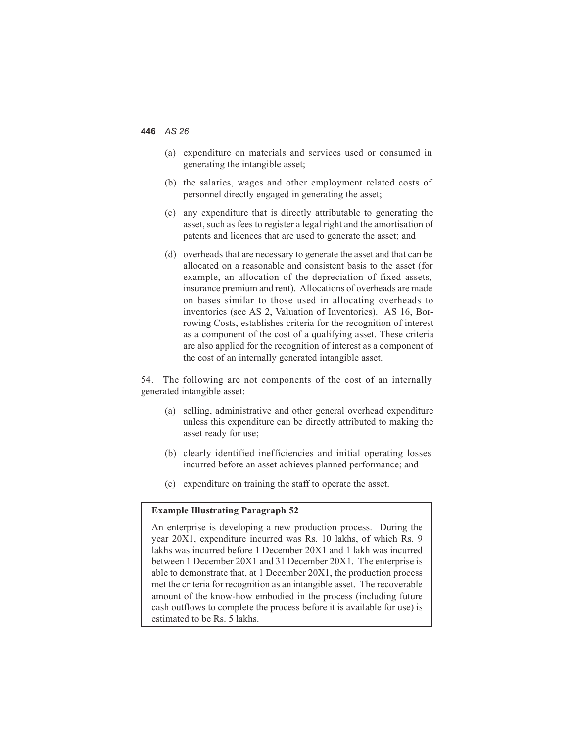(a) expenditure on materials and services used or consumed in generating the intangible asset;

(b) the salaries, wages and other employment related costs of personnel directly engaged in generating the asset;

(c) any expenditure that is directly attributable to generating the asset, such as fees to register a legal right and the amortisation of patents and licences that are used to generate the asset; and

(d) overheads that are necessary to generate the asset and that can be allocated on a reasonable and consistent basis to the asset (for example, an allocation of the depreciation of fixed assets, insurance premium and rent). Allocations of overheads are made on bases similar to those used in allocating overheads to inventories (see AS 2, Valuation of Inventories). AS 16, Borrowing Costs, establishes criteria for the recognition of interest as a component of the cost of a qualifying asset. These criteria are also applied for the recognition of interest as a component of the cost of an internally generated intangible asset.

54. The following are not components of the cost of an internally generated intangible asset:

(a) selling, administrative and other general overhead expenditure unless this expenditure can be directly attributed to making the asset ready for use;

(b) clearly identified inefficiencies and initial operating losses incurred before an asset achieves planned performance; and

(c) expenditure on training the staff to operate the asset.

**Example Illustrating Paragraph 52**

An enterprise is developing a new production process. During the year 20X1, expenditure incurred was Rs. 10 lakhs, of which Rs. 9 lakhs was incurred before 1 December 20X1 and 1 lakh was incurred between 1 December 20X1 and 31 December 20X1. The enterprise is able to demonstrate that, at 1 December 20X1, the production process met the criteria for recognition as an intangible asset. The recoverable amount of the know-how embodied in the process (including future cash outflows to complete the process before it is available for use) is estimated to be Rs. 5 lakhs.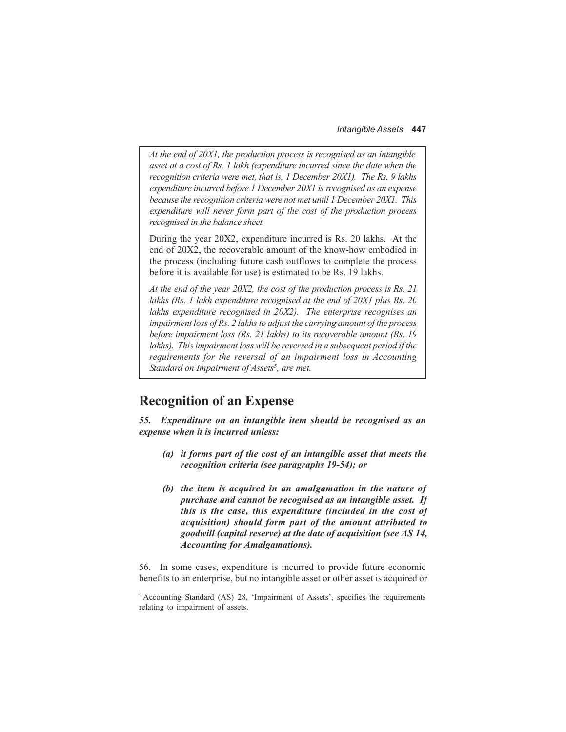*At the end of 20X1, the production process is recognised as an intangible asset at a cost of Rs. 1 lakh (expenditure incurred since the date when the recognition criteria were met, that is, 1 December 20X1). The Rs. 9 lakhs expenditure incurred before 1 December 20X1 is recognised as an expense because the recognition criteria were not met until 1 December 20X1. This expenditure will never form part of the cost of the production process recognised in the balance sheet.*

During the year 20X2, expenditure incurred is Rs. 20 lakhs. At the end of 20X2, the recoverable amount of the know-how embodied in the process (including future cash outflows to complete the process before it is available for use) is estimated to be Rs. 19 lakhs.

*At the end of the year 20X2, the cost of the production process is Rs. 21 lakhs (Rs. 1 lakh expenditure recognised at the end of 20X1 plus Rs. 20 lakhs expenditure recognised in 20X2). The enterprise recognises an impairment loss of Rs. 2 lakhs to adjust the carrying amount of the process before impairment loss (Rs. 21 lakhs) to its recoverable amount (Rs. 19 lakhs). This impairment loss will be reversed in a subsequent period if the requirements for the reversal of an impairment loss in Accounting Standard on Impairment of Assets[5], are met.*

## Recognition of an Expense

***55. Expenditure on an intangible item should be recognised as an expense when it is incurred unless:***

- ***(a) it forms part of the cost of an intangible asset that meets the recognition criteria (see paragraphs 19-54); or***
- ***(b) the item is acquired in an amalgamation in the nature of purchase and cannot be recognised as an intangible asset. If this is the case, this expenditure (included in the cost of acquisition) should form part of the amount attributed to goodwill (capital reserve) at the date of acquisition (see AS 14, Accounting for Amalgamations).***

56. In some cases, expenditure is incurred to provide future economic benefits to an enterprise, but no intangible asset or other asset is acquired or

[5] Accounting Standard (AS) 28, 'Impairment of Assets', specifies the requirements relating to impairment of assets.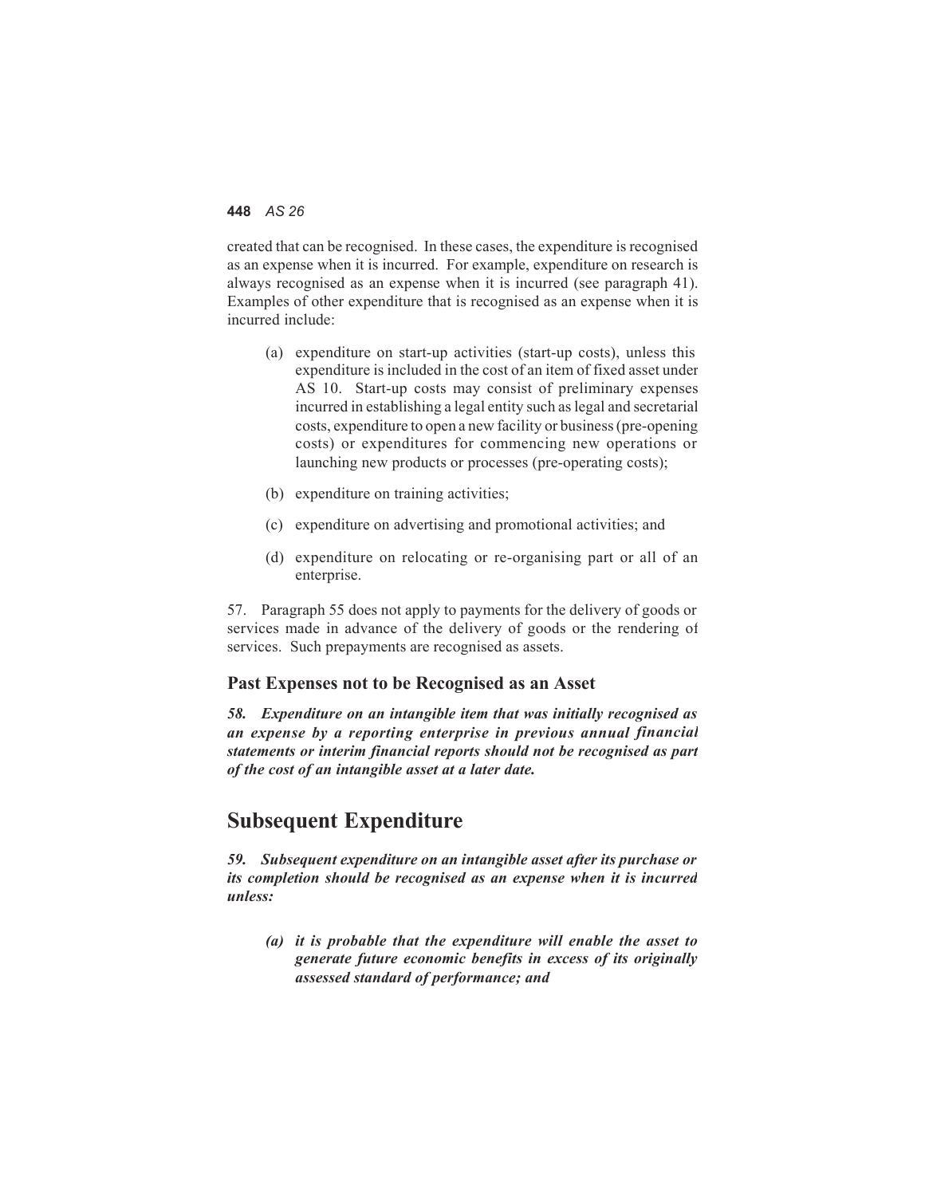created that can be recognised. In these cases, the expenditure is recognised as an expense when it is incurred. For example, expenditure on research is always recognised as an expense when it is incurred (see paragraph 41). Examples of other expenditure that is recognised as an expense when it is incurred include:

(a) expenditure on start-up activities (start-up costs), unless this expenditure is included in the cost of an item of fixed asset under AS 10. Start-up costs may consist of preliminary expenses incurred in establishing a legal entity such as legal and secretarial costs, expenditure to open a new facility or business (pre-opening costs) or expenditures for commencing new operations or launching new products or processes (pre-operating costs);

(b) expenditure on training activities;

(c) expenditure on advertising and promotional activities; and

(d) expenditure on relocating or re-organising part or all of an enterprise.

57. Paragraph 55 does not apply to payments for the delivery of goods or services made in advance of the delivery of goods or the rendering of services. Such prepayments are recognised as assets.

### Past Expenses not to be Recognised as an Asset

***58. Expenditure on an intangible item that was initially recognised as an expense by a reporting enterprise in previous annual financial statements or interim financial reports should not be recognised as part of the cost of an intangible asset at a later date.***

## Subsequent Expenditure

***59. Subsequent expenditure on an intangible asset after its purchase or its completion should be recognised as an expense when it is incurred unless:***

***(a) it is probable that the expenditure will enable the asset to generate future economic benefits in excess of its originally assessed standard of performance; and***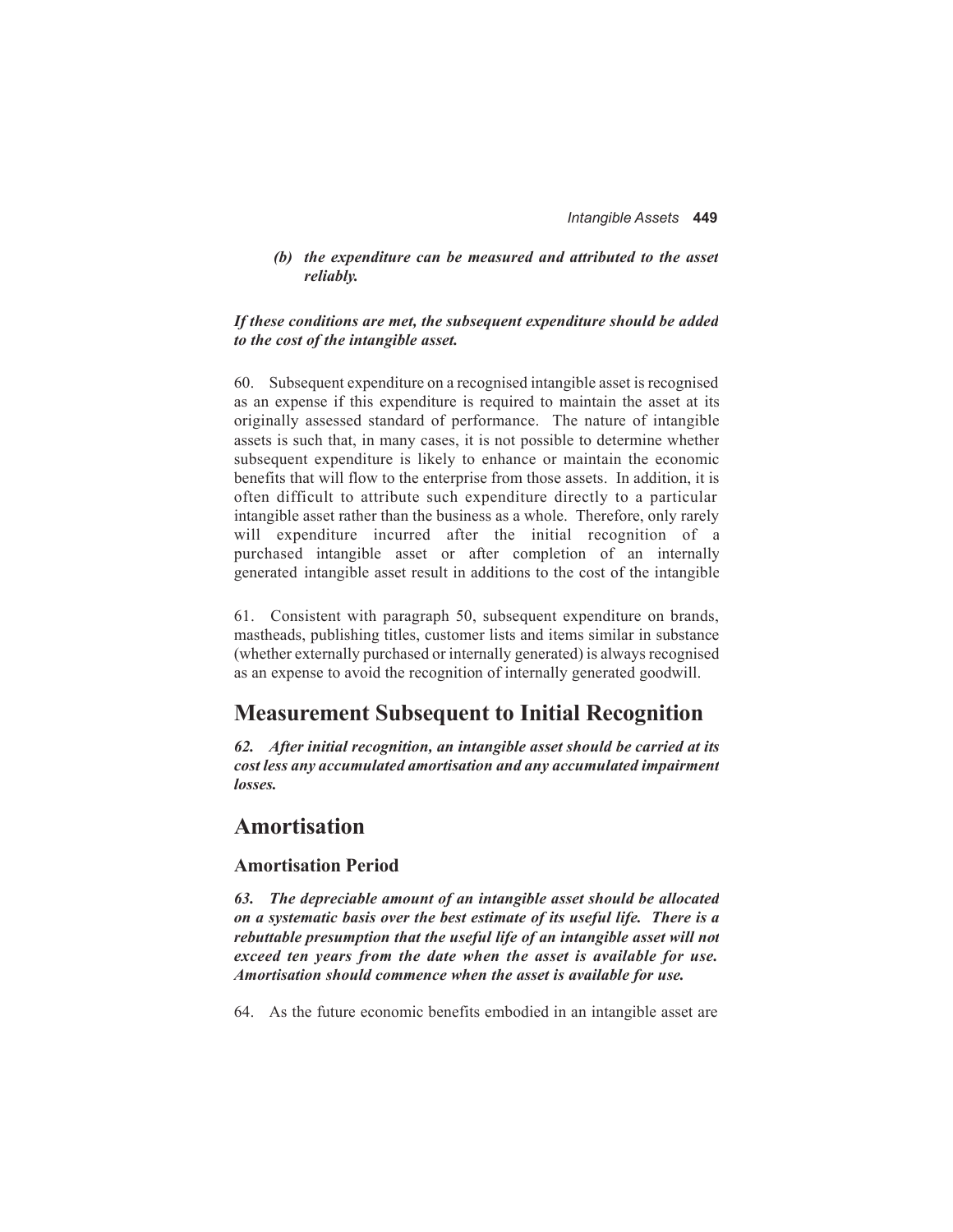*(b) the expenditure can be measured and attributed to the asset reliably.*

***If these conditions are met, the subsequent expenditure should be added to the cost of the intangible asset.***

60. Subsequent expenditure on a recognised intangible asset is recognised as an expense if this expenditure is required to maintain the asset at its originally assessed standard of performance. The nature of intangible assets is such that, in many cases, it is not possible to determine whether subsequent expenditure is likely to enhance or maintain the economic benefits that will flow to the enterprise from those assets. In addition, it is often difficult to attribute such expenditure directly to a particular intangible asset rather than the business as a whole. Therefore, only rarely will expenditure incurred after the initial recognition of a purchased intangible asset or after completion of an internally generated intangible asset result in additions to the cost of the intangible

61. Consistent with paragraph 50, subsequent expenditure on brands, mastheads, publishing titles, customer lists and items similar in substance (whether externally purchased or internally generated) is always recognised as an expense to avoid the recognition of internally generated goodwill.

## Measurement Subsequent to Initial Recognition

***62. After initial recognition, an intangible asset should be carried at its cost less any accumulated amortisation and any accumulated impairment losses.***

## Amortisation

### Amortisation Period

***63. The depreciable amount of an intangible asset should be allocated on a systematic basis over the best estimate of its useful life. There is a rebuttable presumption that the useful life of an intangible asset will not exceed ten years from the date when the asset is available for use. Amortisation should commence when the asset is available for use.***

64. As the future economic benefits embodied in an intangible asset are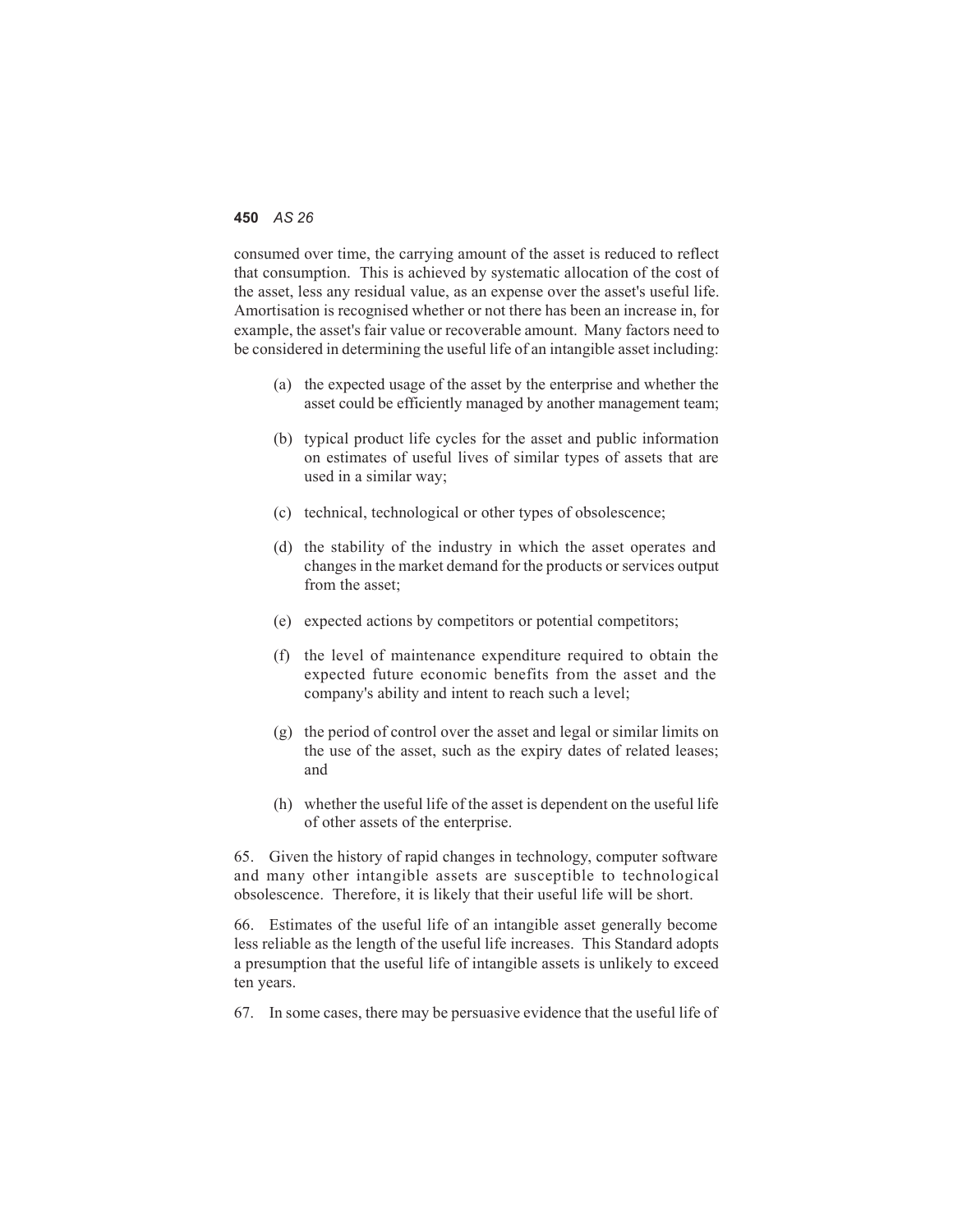consumed over time, the carrying amount of the asset is reduced to reflect that consumption. This is achieved by systematic allocation of the cost of the asset, less any residual value, as an expense over the asset's useful life. Amortisation is recognised whether or not there has been an increase in, for example, the asset's fair value or recoverable amount. Many factors need to be considered in determining the useful life of an intangible asset including:

(a) the expected usage of the asset by the enterprise and whether the asset could be efficiently managed by another management team;

(b) typical product life cycles for the asset and public information on estimates of useful lives of similar types of assets that are used in a similar way;

(c) technical, technological or other types of obsolescence;

(d) the stability of the industry in which the asset operates and changes in the market demand for the products or services output from the asset;

(e) expected actions by competitors or potential competitors;

(f) the level of maintenance expenditure required to obtain the expected future economic benefits from the asset and the company's ability and intent to reach such a level;

(g) the period of control over the asset and legal or similar limits on the use of the asset, such as the expiry dates of related leases; and

(h) whether the useful life of the asset is dependent on the useful life of other assets of the enterprise.

65. Given the history of rapid changes in technology, computer software and many other intangible assets are susceptible to technological obsolescence. Therefore, it is likely that their useful life will be short.

66. Estimates of the useful life of an intangible asset generally become less reliable as the length of the useful life increases. This Standard adopts a presumption that the useful life of intangible assets is unlikely to exceed ten years.

67. In some cases, there may be persuasive evidence that the useful life of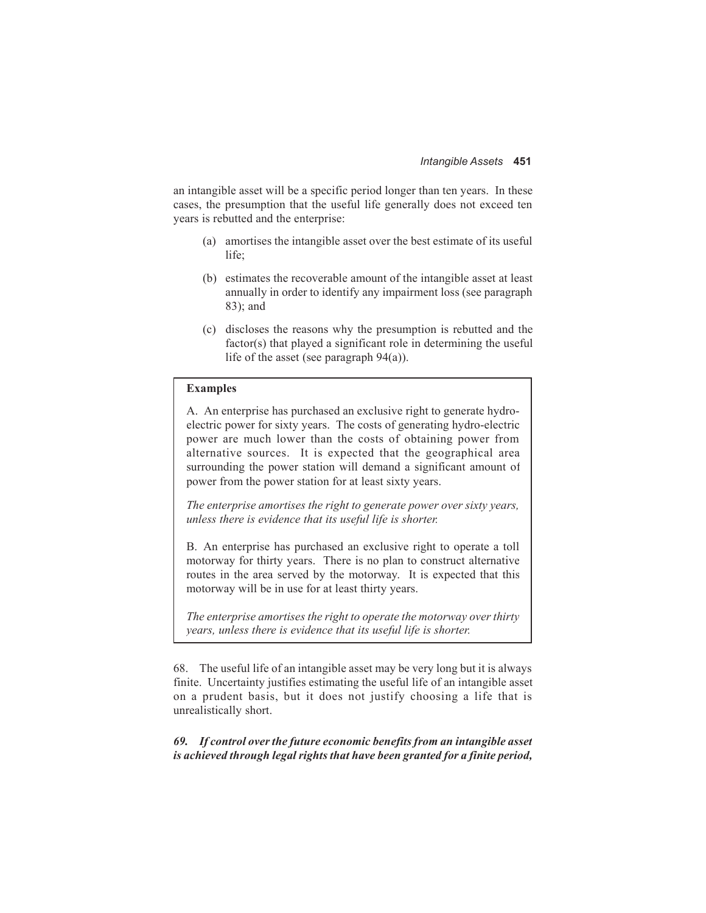an intangible asset will be a specific period longer than ten years. In these cases, the presumption that the useful life generally does not exceed ten years is rebutted and the enterprise:

(a) amortises the intangible asset over the best estimate of its useful life;

(b) estimates the recoverable amount of the intangible asset at least annually in order to identify any impairment loss (see paragraph 83); and

(c) discloses the reasons why the presumption is rebutted and the factor(s) that played a significant role in determining the useful life of the asset (see paragraph 94(a)).

> **Examples**
>
> A. An enterprise has purchased an exclusive right to generate hydro-electric power for sixty years. The costs of generating hydro-electric power are much lower than the costs of obtaining power from alternative sources. It is expected that the geographical area surrounding the power station will demand a significant amount of power from the power station for at least sixty years.
>
> *The enterprise amortises the right to generate power over sixty years, unless there is evidence that its useful life is shorter.*
>
> B. An enterprise has purchased an exclusive right to operate a toll motorway for thirty years. There is no plan to construct alternative routes in the area served by the motorway. It is expected that this motorway will be in use for at least thirty years.
>
> *The enterprise amortises the right to operate the motorway over thirty years, unless there is evidence that its useful life is shorter.*

68. The useful life of an intangible asset may be very long but it is always finite. Uncertainty justifies estimating the useful life of an intangible asset on a prudent basis, but it does not justify choosing a life that is unrealistically short.

***69. If control over the future economic benefits from an intangible asset is achieved through legal rights that have been granted for a finite period,***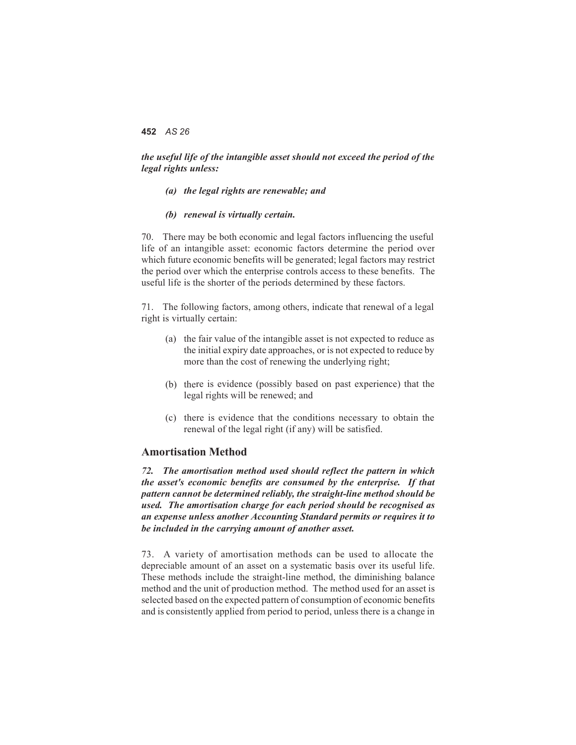***the useful life of the intangible asset should not exceed the period of the legal rights unless:***

> ***(a) the legal rights are renewable; and***
>
> ***(b) renewal is virtually certain.***

70. There may be both economic and legal factors influencing the useful life of an intangible asset: economic factors determine the period over which future economic benefits will be generated; legal factors may restrict the period over which the enterprise controls access to these benefits. The useful life is the shorter of the periods determined by these factors.

71. The following factors, among others, indicate that renewal of a legal right is virtually certain:

(a) the fair value of the intangible asset is not expected to reduce as the initial expiry date approaches, or is not expected to reduce by more than the cost of renewing the underlying right;

(b) there is evidence (possibly based on past experience) that the legal rights will be renewed; and

(c) there is evidence that the conditions necessary to obtain the renewal of the legal right (if any) will be satisfied.

## Amortisation Method

***72. The amortisation method used should reflect the pattern in which the asset's economic benefits are consumed by the enterprise. If that pattern cannot be determined reliably, the straight-line method should be used. The amortisation charge for each period should be recognised as an expense unless another Accounting Standard permits or requires it to be included in the carrying amount of another asset.***

73. A variety of amortisation methods can be used to allocate the depreciable amount of an asset on a systematic basis over its useful life. These methods include the straight-line method, the diminishing balance method and the unit of production method. The method used for an asset is selected based on the expected pattern of consumption of economic benefits and is consistently applied from period to period, unless there is a change in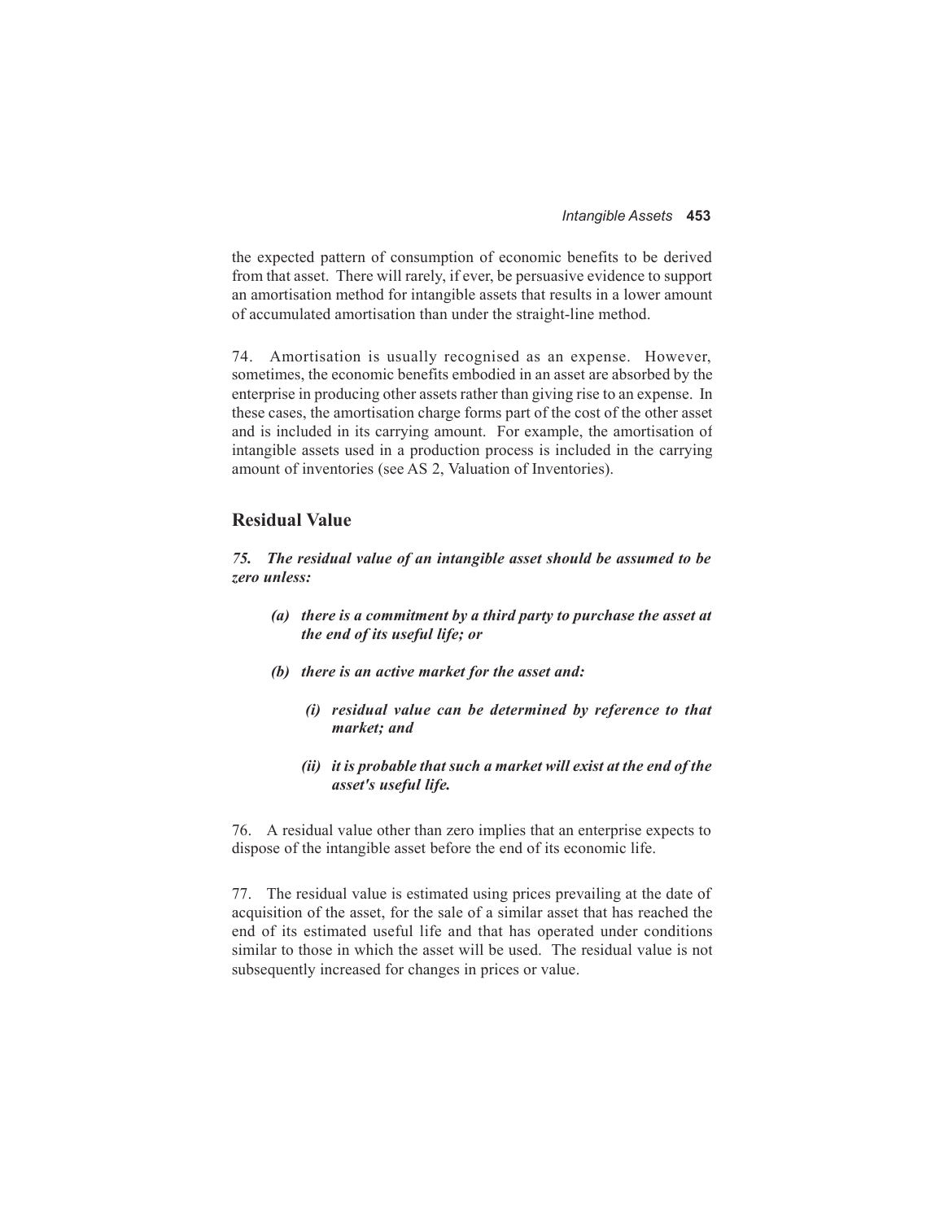the expected pattern of consumption of economic benefits to be derived from that asset. There will rarely, if ever, be persuasive evidence to support an amortisation method for intangible assets that results in a lower amount of accumulated amortisation than under the straight-line method.

74. Amortisation is usually recognised as an expense. However, sometimes, the economic benefits embodied in an asset are absorbed by the enterprise in producing other assets rather than giving rise to an expense. In these cases, the amortisation charge forms part of the cost of the other asset and is included in its carrying amount. For example, the amortisation of intangible assets used in a production process is included in the carrying amount of inventories (see AS 2, Valuation of Inventories).

## Residual Value

***75. The residual value of an intangible asset should be assumed to be zero unless:***

- ***(a) there is a commitment by a third party to purchase the asset at the end of its useful life; or***
- ***(b) there is an active market for the asset and:***
  - ***(i) residual value can be determined by reference to that market; and***
  - ***(ii) it is probable that such a market will exist at the end of the asset's useful life.***

76. A residual value other than zero implies that an enterprise expects to dispose of the intangible asset before the end of its economic life.

77. The residual value is estimated using prices prevailing at the date of acquisition of the asset, for the sale of a similar asset that has reached the end of its estimated useful life and that has operated under conditions similar to those in which the asset will be used. The residual value is not subsequently increased for changes in prices or value.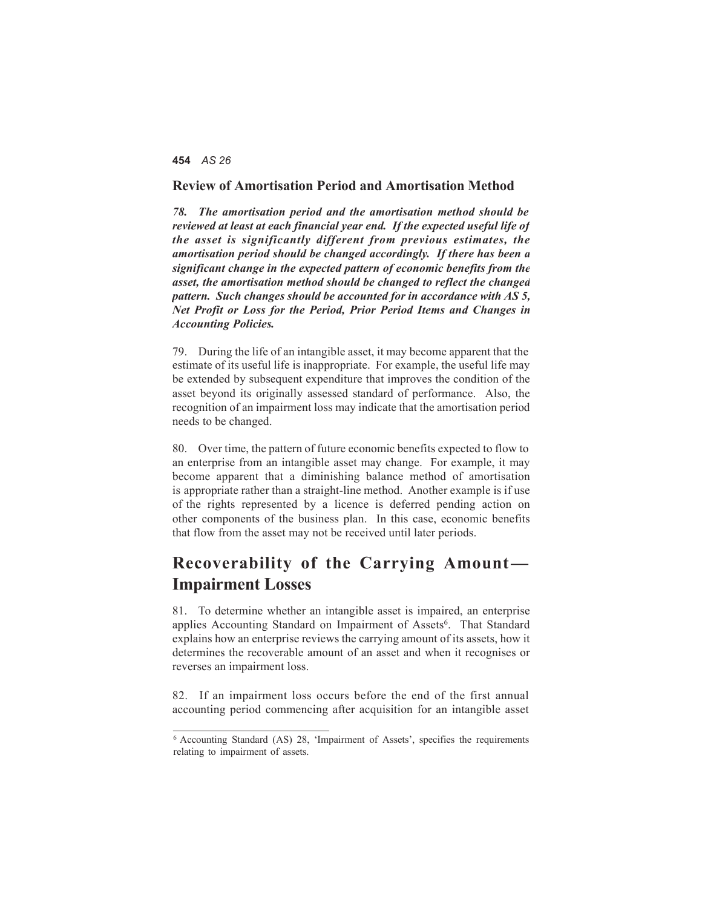## Review of Amortisation Period and Amortisation Method

***78. The amortisation period and the amortisation method should be reviewed at least at each financial year end. If the expected useful life of the asset is significantly different from previous estimates, the amortisation period should be changed accordingly. If there has been a significant change in the expected pattern of economic benefits from the asset, the amortisation method should be changed to reflect the changed pattern. Such changes should be accounted for in accordance with AS 5, Net Profit or Loss for the Period, Prior Period Items and Changes in Accounting Policies.***

79. During the life of an intangible asset, it may become apparent that the estimate of its useful life is inappropriate. For example, the useful life may be extended by subsequent expenditure that improves the condition of the asset beyond its originally assessed standard of performance. Also, the recognition of an impairment loss may indicate that the amortisation period needs to be changed.

80. Over time, the pattern of future economic benefits expected to flow to an enterprise from an intangible asset may change. For example, it may become apparent that a diminishing balance method of amortisation is appropriate rather than a straight-line method. Another example is if use of the rights represented by a licence is deferred pending action on other components of the business plan. In this case, economic benefits that flow from the asset may not be received until later periods.

# Recoverability of the Carrying Amount—Impairment Losses

81. To determine whether an intangible asset is impaired, an enterprise applies Accounting Standard on Impairment of Assets[6]. That Standard explains how an enterprise reviews the carrying amount of its assets, how it determines the recoverable amount of an asset and when it recognises or reverses an impairment loss.

82. If an impairment loss occurs before the end of the first annual accounting period commencing after acquisition for an intangible asset

[6] Accounting Standard (AS) 28, 'Impairment of Assets', specifies the requirements relating to impairment of assets.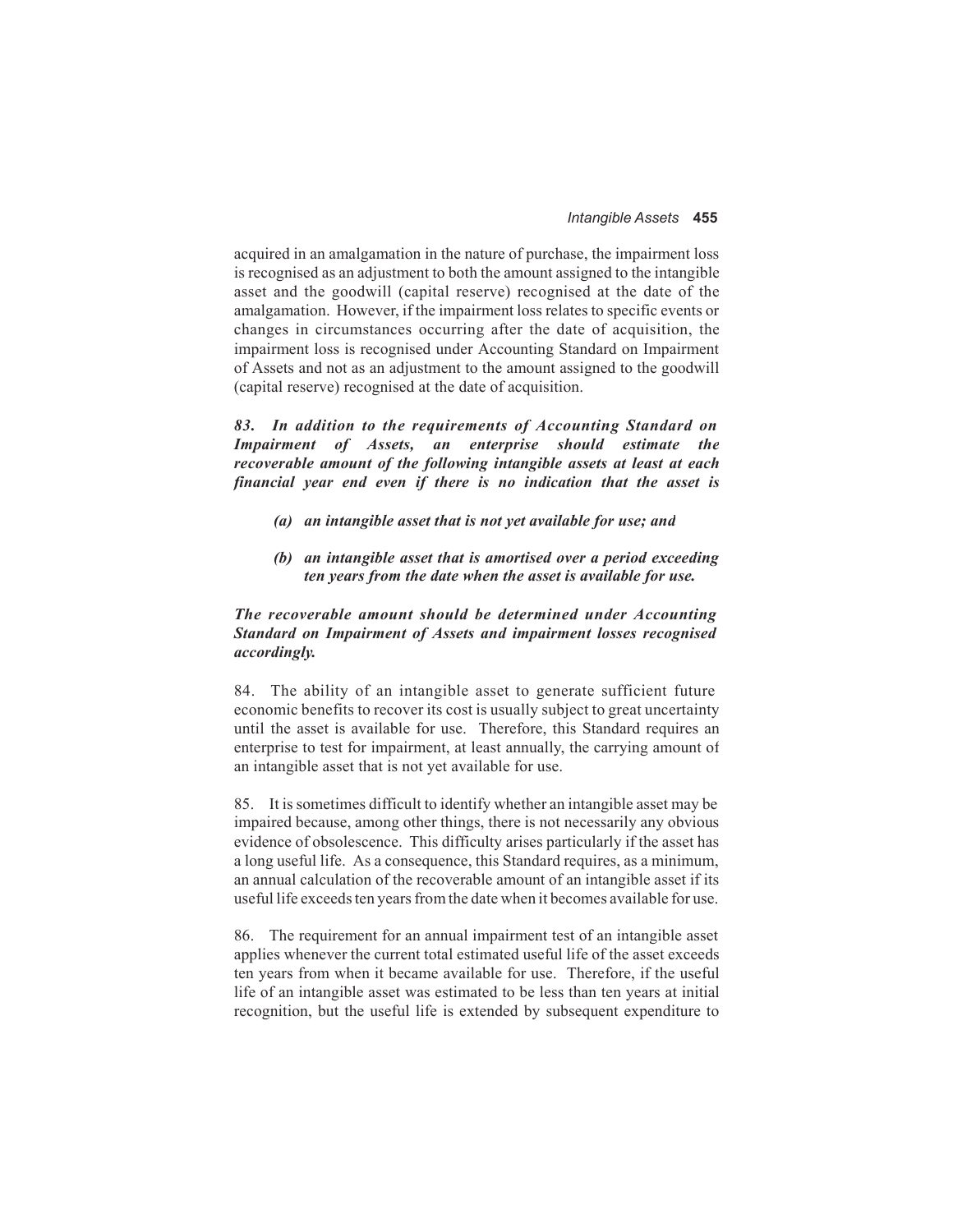acquired in an amalgamation in the nature of purchase, the impairment loss is recognised as an adjustment to both the amount assigned to the intangible asset and the goodwill (capital reserve) recognised at the date of the amalgamation. However, if the impairment loss relates to specific events or changes in circumstances occurring after the date of acquisition, the impairment loss is recognised under Accounting Standard on Impairment of Assets and not as an adjustment to the amount assigned to the goodwill (capital reserve) recognised at the date of acquisition.

***83. In addition to the requirements of Accounting Standard on Impairment of Assets, an enterprise should estimate the recoverable amount of the following intangible assets at least at each financial year end even if there is no indication that the asset is***

- ***(a) an intangible asset that is not yet available for use; and***
- ***(b) an intangible asset that is amortised over a period exceeding ten years from the date when the asset is available for use.***

***The recoverable amount should be determined under Accounting Standard on Impairment of Assets and impairment losses recognised accordingly.***

84. The ability of an intangible asset to generate sufficient future economic benefits to recover its cost is usually subject to great uncertainty until the asset is available for use. Therefore, this Standard requires an enterprise to test for impairment, at least annually, the carrying amount of an intangible asset that is not yet available for use.

85. It is sometimes difficult to identify whether an intangible asset may be impaired because, among other things, there is not necessarily any obvious evidence of obsolescence. This difficulty arises particularly if the asset has a long useful life. As a consequence, this Standard requires, as a minimum, an annual calculation of the recoverable amount of an intangible asset if its useful life exceeds ten years from the date when it becomes available for use.

86. The requirement for an annual impairment test of an intangible asset applies whenever the current total estimated useful life of the asset exceeds ten years from when it became available for use. Therefore, if the useful life of an intangible asset was estimated to be less than ten years at initial recognition, but the useful life is extended by subsequent expenditure to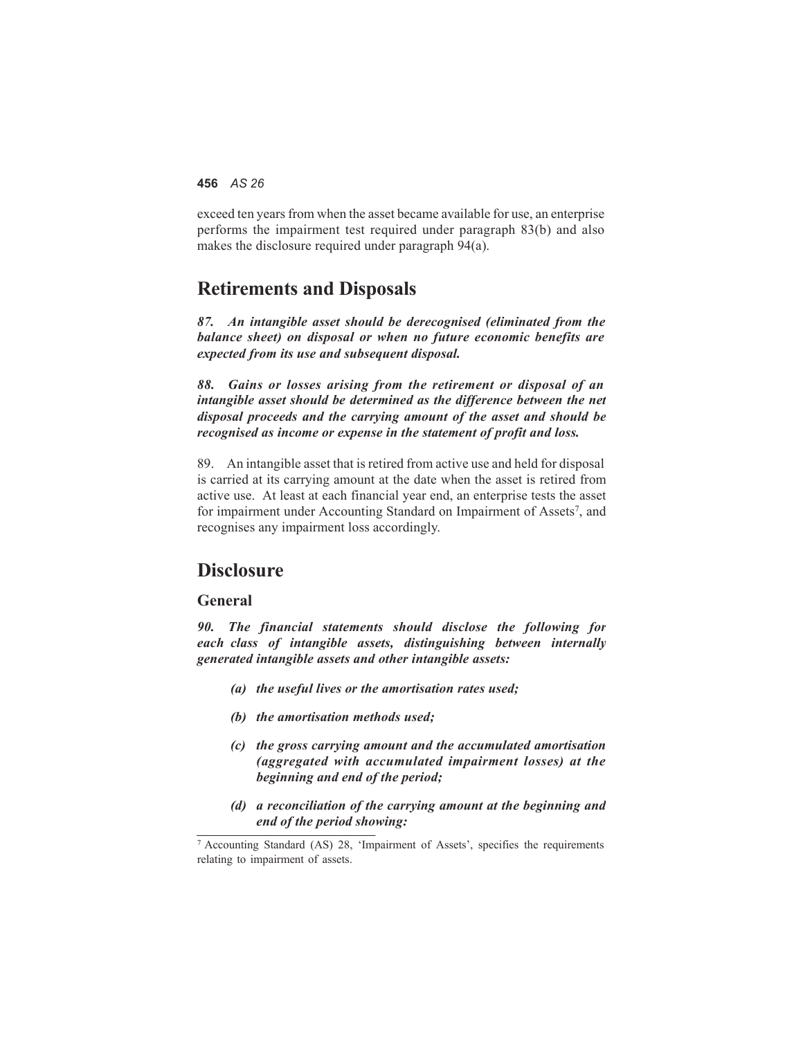exceed ten years from when the asset became available for use, an enterprise performs the impairment test required under paragraph 83(b) and also makes the disclosure required under paragraph 94(a).

## Retirements and Disposals

***87. An intangible asset should be derecognised (eliminated from the balance sheet) on disposal or when no future economic benefits are expected from its use and subsequent disposal.***

***88. Gains or losses arising from the retirement or disposal of an intangible asset should be determined as the difference between the net disposal proceeds and the carrying amount of the asset and should be recognised as income or expense in the statement of profit and loss.***

89. An intangible asset that is retired from active use and held for disposal is carried at its carrying amount at the date when the asset is retired from active use. At least at each financial year end, an enterprise tests the asset for impairment under Accounting Standard on Impairment of Assets[7], and recognises any impairment loss accordingly.

## Disclosure

### General

***90. The financial statements should disclose the following for each class of intangible assets, distinguishing between internally generated intangible assets and other intangible assets:***

- ***(a) the useful lives or the amortisation rates used;***
- ***(b) the amortisation methods used;***
- ***(c) the gross carrying amount and the accumulated amortisation (aggregated with accumulated impairment losses) at the beginning and end of the period;***
- ***(d) a reconciliation of the carrying amount at the beginning and end of the period showing:***

---

[7] Accounting Standard (AS) 28, 'Impairment of Assets', specifies the requirements relating to impairment of assets.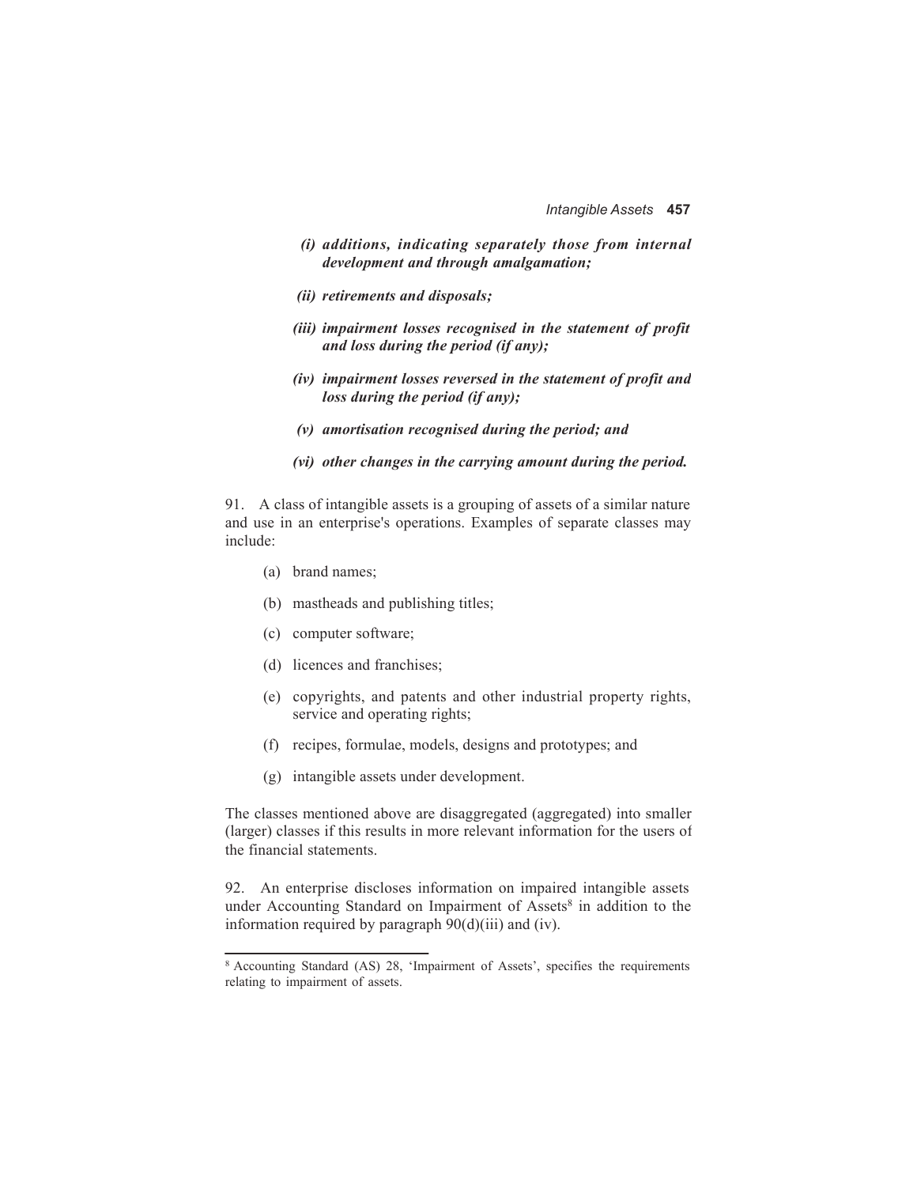*(i) additions, indicating separately those from internal development and through amalgamation;*

*(ii) retirements and disposals;*

*(iii) impairment losses recognised in the statement of profit and loss during the period (if any);*

*(iv) impairment losses reversed in the statement of profit and loss during the period (if any);*

*(v) amortisation recognised during the period; and*

*(vi) other changes in the carrying amount during the period.*

91. A class of intangible assets is a grouping of assets of a similar nature and use in an enterprise's operations. Examples of separate classes may include:

(a) brand names;

(b) mastheads and publishing titles;

(c) computer software;

(d) licences and franchises;

(e) copyrights, and patents and other industrial property rights, service and operating rights;

(f) recipes, formulae, models, designs and prototypes; and

(g) intangible assets under development.

The classes mentioned above are disaggregated (aggregated) into smaller (larger) classes if this results in more relevant information for the users of the financial statements.

92. An enterprise discloses information on impaired intangible assets under Accounting Standard on Impairment of Assets[8] in addition to the information required by paragraph 90(d)(iii) and (iv).

[8] Accounting Standard (AS) 28, 'Impairment of Assets', specifies the requirements relating to impairment of assets.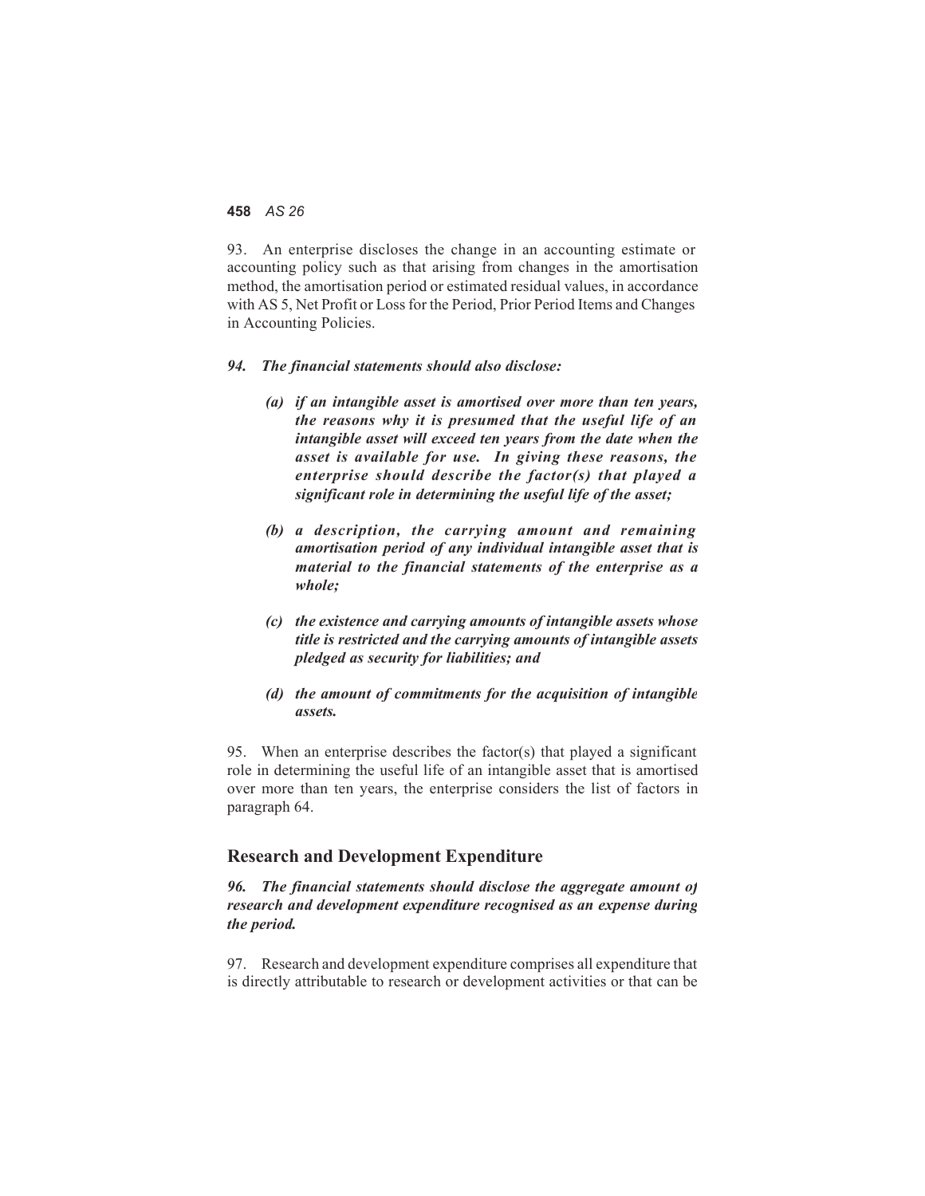93. An enterprise discloses the change in an accounting estimate or accounting policy such as that arising from changes in the amortisation method, the amortisation period or estimated residual values, in accordance with AS 5, Net Profit or Loss for the Period, Prior Period Items and Changes in Accounting Policies.

***94. The financial statements should also disclose:***

***(a) if an intangible asset is amortised over more than ten years, the reasons why it is presumed that the useful life of an intangible asset will exceed ten years from the date when the asset is available for use. In giving these reasons, the enterprise should describe the factor(s) that played a significant role in determining the useful life of the asset;***

***(b) a description, the carrying amount and remaining amortisation period of any individual intangible asset that is material to the financial statements of the enterprise as a whole;***

***(c) the existence and carrying amounts of intangible assets whose title is restricted and the carrying amounts of intangible assets pledged as security for liabilities; and***

***(d) the amount of commitments for the acquisition of intangible assets.***

95. When an enterprise describes the factor(s) that played a significant role in determining the useful life of an intangible asset that is amortised over more than ten years, the enterprise considers the list of factors in paragraph 64.

## Research and Development Expenditure

***96. The financial statements should disclose the aggregate amount of research and development expenditure recognised as an expense during the period.***

97. Research and development expenditure comprises all expenditure that is directly attributable to research or development activities or that can be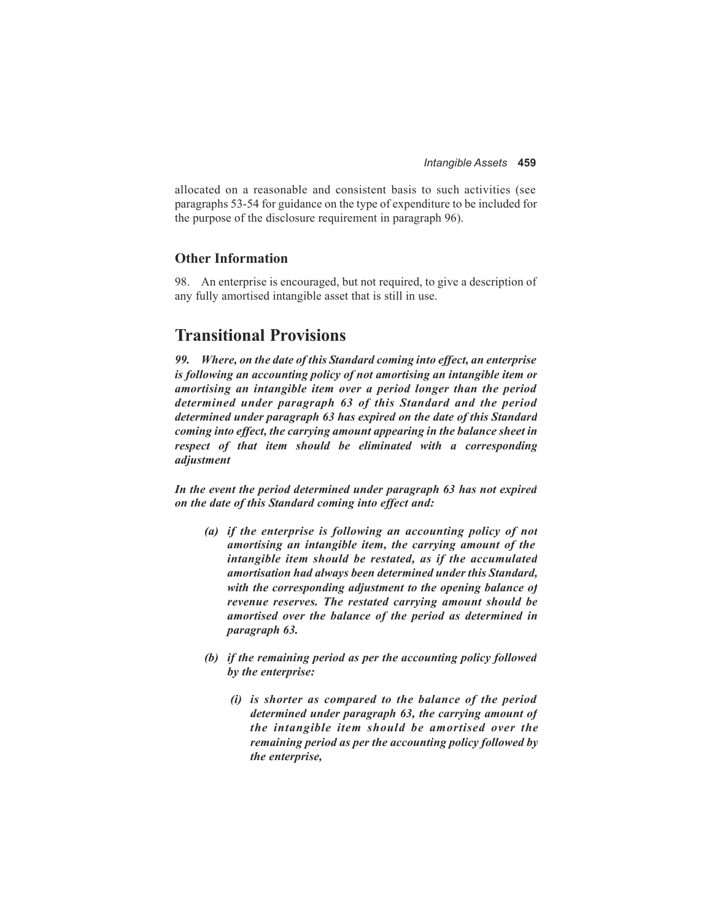allocated on a reasonable and consistent basis to such activities (see paragraphs 53-54 for guidance on the type of expenditure to be included for the purpose of the disclosure requirement in paragraph 96).

### Other Information

98. An enterprise is encouraged, but not required, to give a description of any fully amortised intangible asset that is still in use.

## Transitional Provisions

***99. Where, on the date of this Standard coming into effect, an enterprise is following an accounting policy of not amortising an intangible item or amortising an intangible item over a period longer than the period determined under paragraph 63 of this Standard and the period determined under paragraph 63 has expired on the date of this Standard coming into effect, the carrying amount appearing in the balance sheet in respect of that item should be eliminated with a corresponding adjustment***

***In the event the period determined under paragraph 63 has not expired on the date of this Standard coming into effect and:***

- ***(a) if the enterprise is following an accounting policy of not amortising an intangible item, the carrying amount of the intangible item should be restated, as if the accumulated amortisation had always been determined under this Standard, with the corresponding adjustment to the opening balance of revenue reserves. The restated carrying amount should be amortised over the balance of the period as determined in paragraph 63.***

- ***(b) if the remaining period as per the accounting policy followed by the enterprise:***

  - ***(i) is shorter as compared to the balance of the period determined under paragraph 63, the carrying amount of the intangible item should be amortised over the remaining period as per the accounting policy followed by the enterprise,***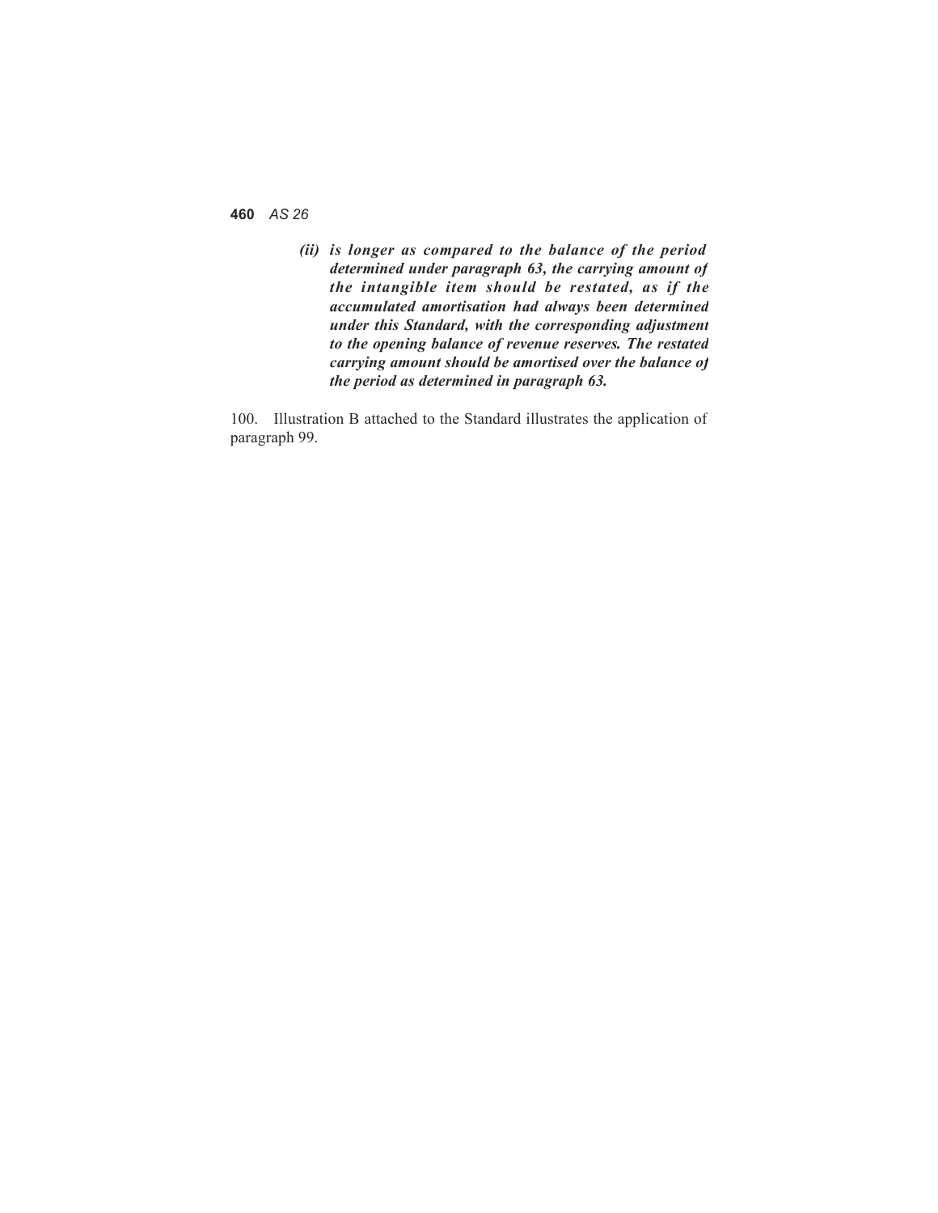***(ii) is longer as compared to the balance of the period determined under paragraph 63, the carrying amount of the intangible item should be restated, as if the accumulated amortisation had always been determined under this Standard, with the corresponding adjustment to the opening balance of revenue reserves. The restated carrying amount should be amortised over the balance of the period as determined in paragraph 63.***

100. Illustration B attached to the Standard illustrates the application of paragraph 99.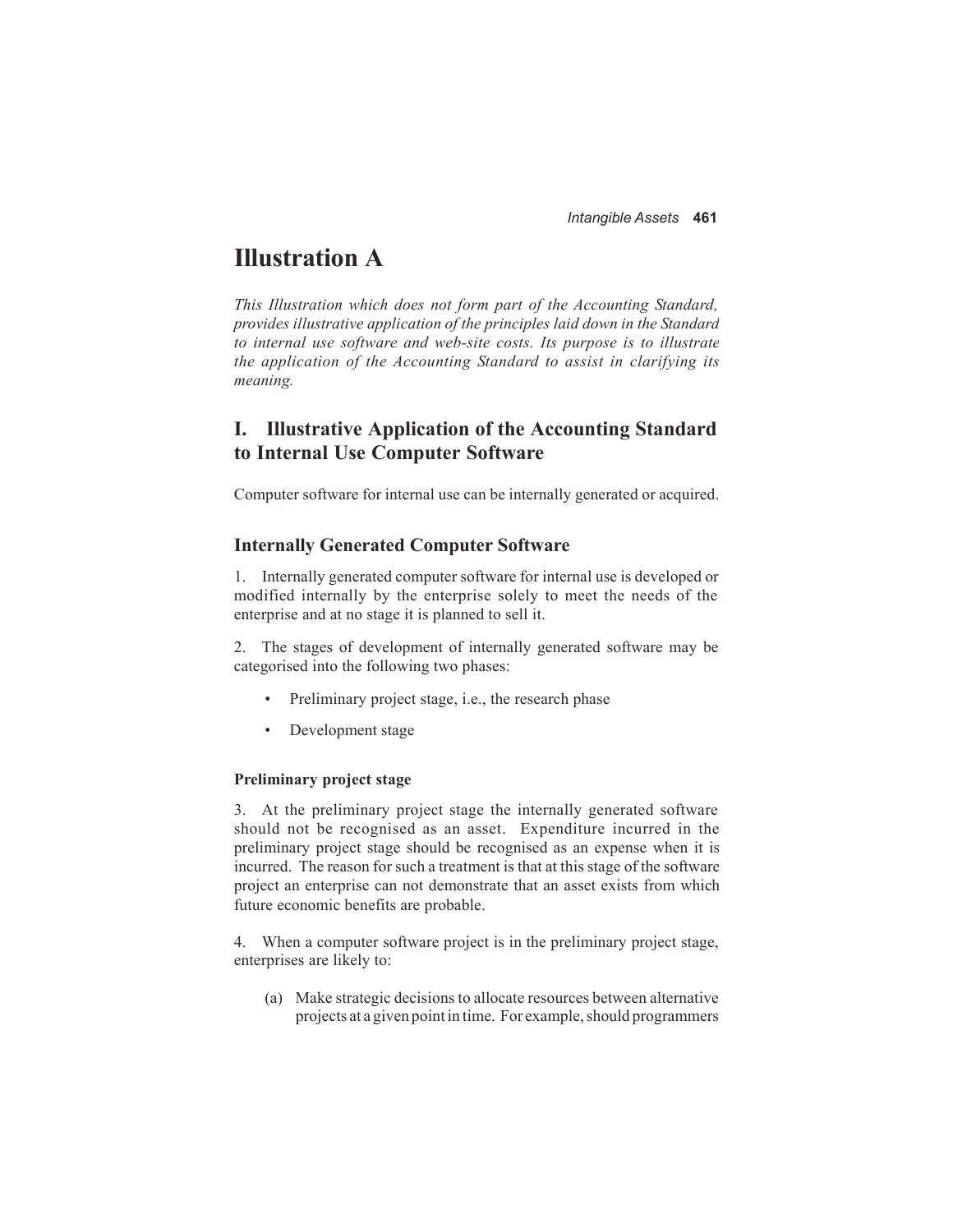# Illustration A

*This Illustration which does not form part of the Accounting Standard, provides illustrative application of the principles laid down in the Standard to internal use software and web-site costs. Its purpose is to illustrate the application of the Accounting Standard to assist in clarifying its meaning.*

## I. Illustrative Application of the Accounting Standard to Internal Use Computer Software

Computer software for internal use can be internally generated or acquired.

### Internally Generated Computer Software

1. Internally generated computer software for internal use is developed or modified internally by the enterprise solely to meet the needs of the enterprise and at no stage it is planned to sell it.

2. The stages of development of internally generated software may be categorised into the following two phases:

- Preliminary project stage, i.e., the research phase
- Development stage

#### Preliminary project stage

3. At the preliminary project stage the internally generated software should not be recognised as an asset. Expenditure incurred in the preliminary project stage should be recognised as an expense when it is incurred. The reason for such a treatment is that at this stage of the software project an enterprise can not demonstrate that an asset exists from which future economic benefits are probable.

4. When a computer software project is in the preliminary project stage, enterprises are likely to:

(a) Make strategic decisions to allocate resources between alternative projects at a given point in time. For example, should programmers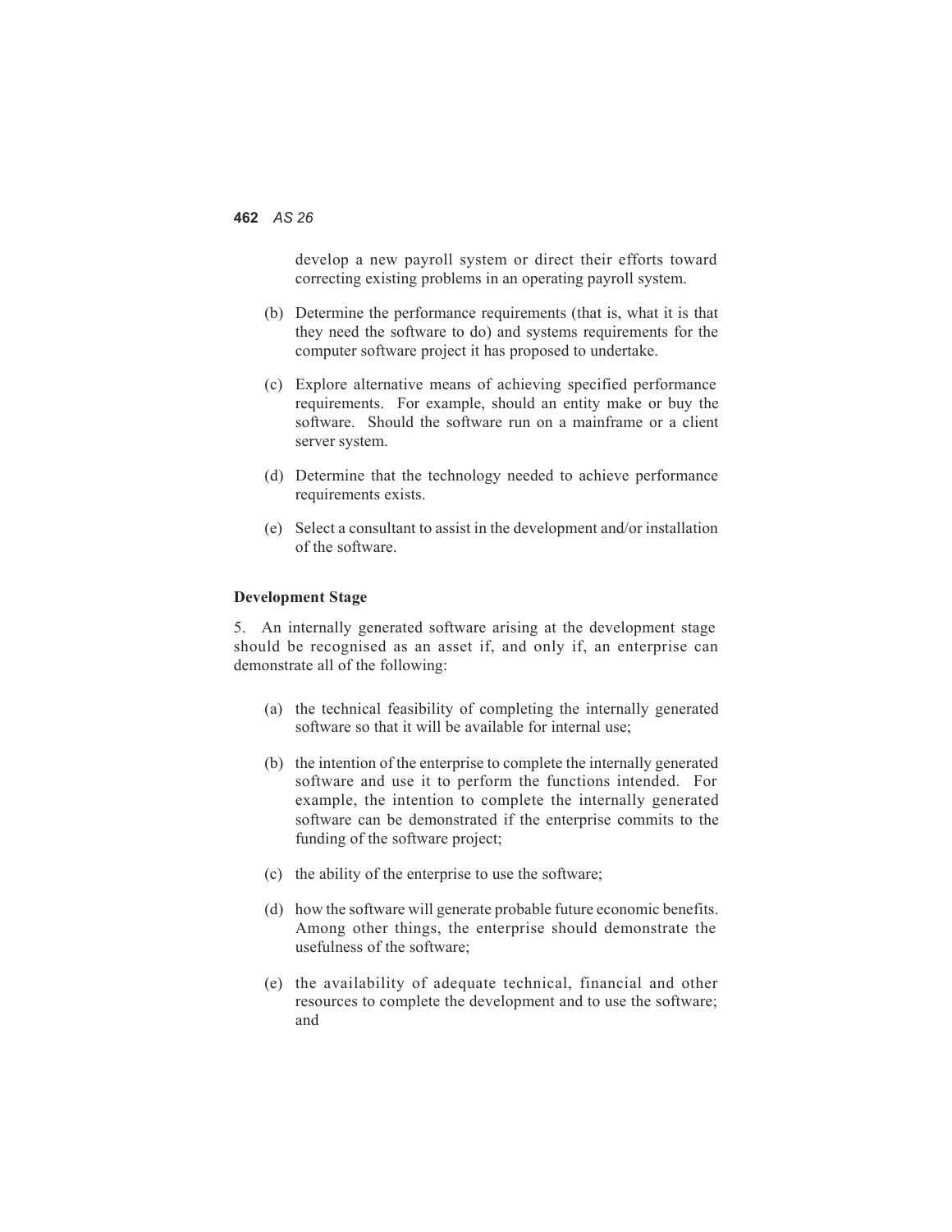develop a new payroll system or direct their efforts toward correcting existing problems in an operating payroll system.

(b) Determine the performance requirements (that is, what it is that they need the software to do) and systems requirements for the computer software project it has proposed to undertake.

(c) Explore alternative means of achieving specified performance requirements. For example, should an entity make or buy the software. Should the software run on a mainframe or a client server system.

(d) Determine that the technology needed to achieve performance requirements exists.

(e) Select a consultant to assist in the development and/or installation of the software.

**Development Stage**

5. An internally generated software arising at the development stage should be recognised as an asset if, and only if, an enterprise can demonstrate all of the following:

(a) the technical feasibility of completing the internally generated software so that it will be available for internal use;

(b) the intention of the enterprise to complete the internally generated software and use it to perform the functions intended. For example, the intention to complete the internally generated software can be demonstrated if the enterprise commits to the funding of the software project;

(c) the ability of the enterprise to use the software;

(d) how the software will generate probable future economic benefits. Among other things, the enterprise should demonstrate the usefulness of the software;

(e) the availability of adequate technical, financial and other resources to complete the development and to use the software; and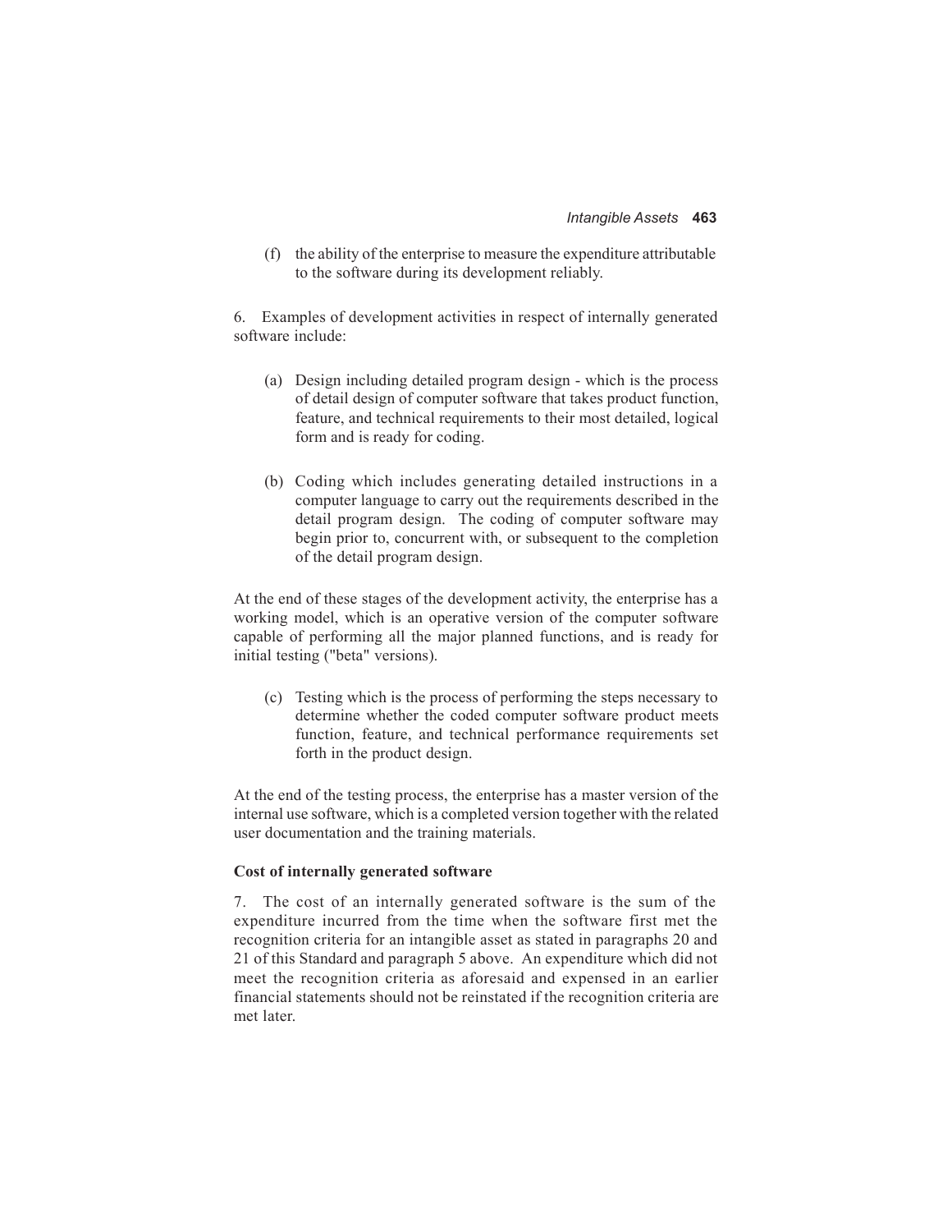(f) the ability of the enterprise to measure the expenditure attributable to the software during its development reliably.

6. Examples of development activities in respect of internally generated software include:

(a) Design including detailed program design - which is the process of detail design of computer software that takes product function, feature, and technical requirements to their most detailed, logical form and is ready for coding.

(b) Coding which includes generating detailed instructions in a computer language to carry out the requirements described in the detail program design. The coding of computer software may begin prior to, concurrent with, or subsequent to the completion of the detail program design.

At the end of these stages of the development activity, the enterprise has a working model, which is an operative version of the computer software capable of performing all the major planned functions, and is ready for initial testing ("beta" versions).

(c) Testing which is the process of performing the steps necessary to determine whether the coded computer software product meets function, feature, and technical performance requirements set forth in the product design.

At the end of the testing process, the enterprise has a master version of the internal use software, which is a completed version together with the related user documentation and the training materials.

**Cost of internally generated software**

7. The cost of an internally generated software is the sum of the expenditure incurred from the time when the software first met the recognition criteria for an intangible asset as stated in paragraphs 20 and 21 of this Standard and paragraph 5 above. An expenditure which did not meet the recognition criteria as aforesaid and expensed in an earlier financial statements should not be reinstated if the recognition criteria are met later.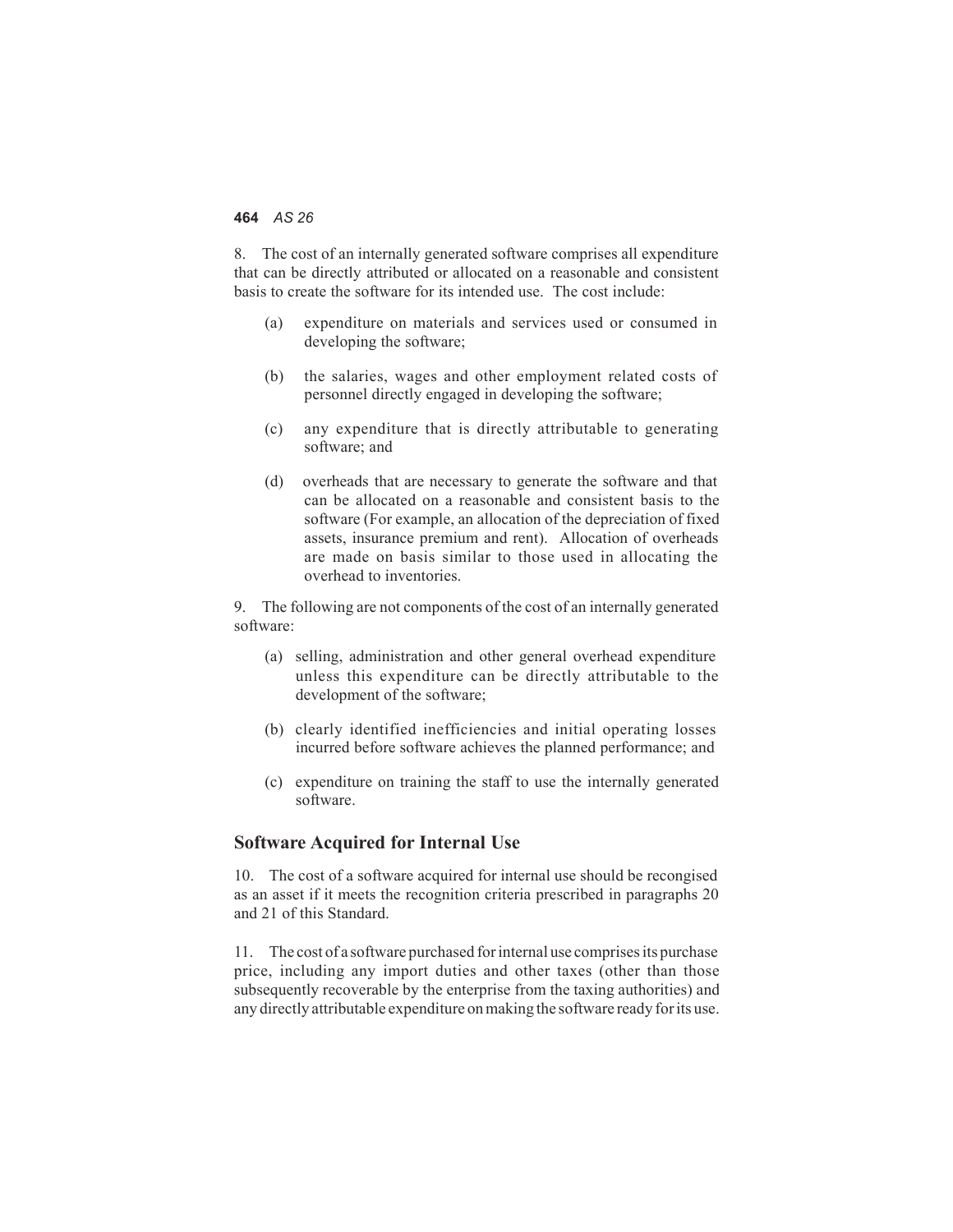8. The cost of an internally generated software comprises all expenditure that can be directly attributed or allocated on a reasonable and consistent basis to create the software for its intended use. The cost include:

(a) expenditure on materials and services used or consumed in developing the software;

(b) the salaries, wages and other employment related costs of personnel directly engaged in developing the software;

(c) any expenditure that is directly attributable to generating software; and

(d) overheads that are necessary to generate the software and that can be allocated on a reasonable and consistent basis to the software (For example, an allocation of the depreciation of fixed assets, insurance premium and rent). Allocation of overheads are made on basis similar to those used in allocating the overhead to inventories.

9. The following are not components of the cost of an internally generated software:

(a) selling, administration and other general overhead expenditure unless this expenditure can be directly attributable to the development of the software;

(b) clearly identified inefficiencies and initial operating losses incurred before software achieves the planned performance; and

(c) expenditure on training the staff to use the internally generated software.

## Software Acquired for Internal Use

10. The cost of a software acquired for internal use should be recongised as an asset if it meets the recognition criteria prescribed in paragraphs 20 and 21 of this Standard.

11. The cost of a software purchased for internal use comprises its purchase price, including any import duties and other taxes (other than those subsequently recoverable by the enterprise from the taxing authorities) and any directly attributable expenditure on making the software ready for its use.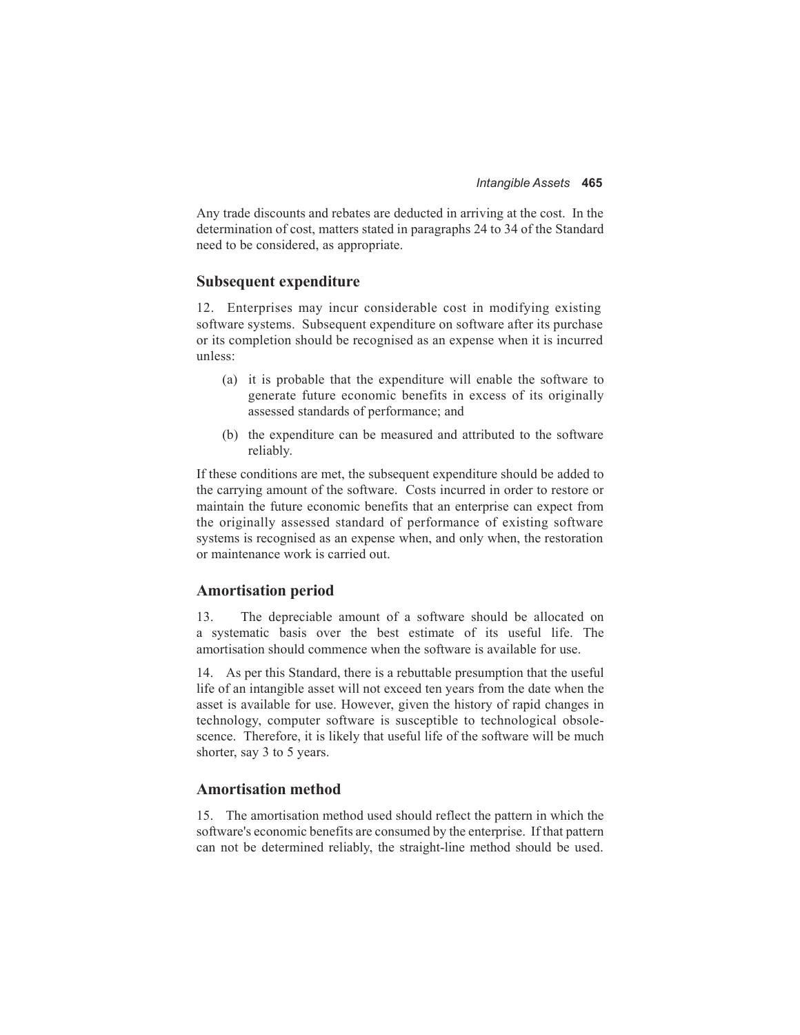Any trade discounts and rebates are deducted in arriving at the cost. In the determination of cost, matters stated in paragraphs 24 to 34 of the Standard need to be considered, as appropriate.

## Subsequent expenditure

12. Enterprises may incur considerable cost in modifying existing software systems. Subsequent expenditure on software after its purchase or its completion should be recognised as an expense when it is incurred unless:

(a) it is probable that the expenditure will enable the software to generate future economic benefits in excess of its originally assessed standards of performance; and

(b) the expenditure can be measured and attributed to the software reliably.

If these conditions are met, the subsequent expenditure should be added to the carrying amount of the software. Costs incurred in order to restore or maintain the future economic benefits that an enterprise can expect from the originally assessed standard of performance of existing software systems is recognised as an expense when, and only when, the restoration or maintenance work is carried out.

## Amortisation period

13. The depreciable amount of a software should be allocated on a systematic basis over the best estimate of its useful life. The amortisation should commence when the software is available for use.

14. As per this Standard, there is a rebuttable presumption that the useful life of an intangible asset will not exceed ten years from the date when the asset is available for use. However, given the history of rapid changes in technology, computer software is susceptible to technological obsolescence. Therefore, it is likely that useful life of the software will be much shorter, say 3 to 5 years.

## Amortisation method

15. The amortisation method used should reflect the pattern in which the software's economic benefits are consumed by the enterprise. If that pattern can not be determined reliably, the straight-line method should be used.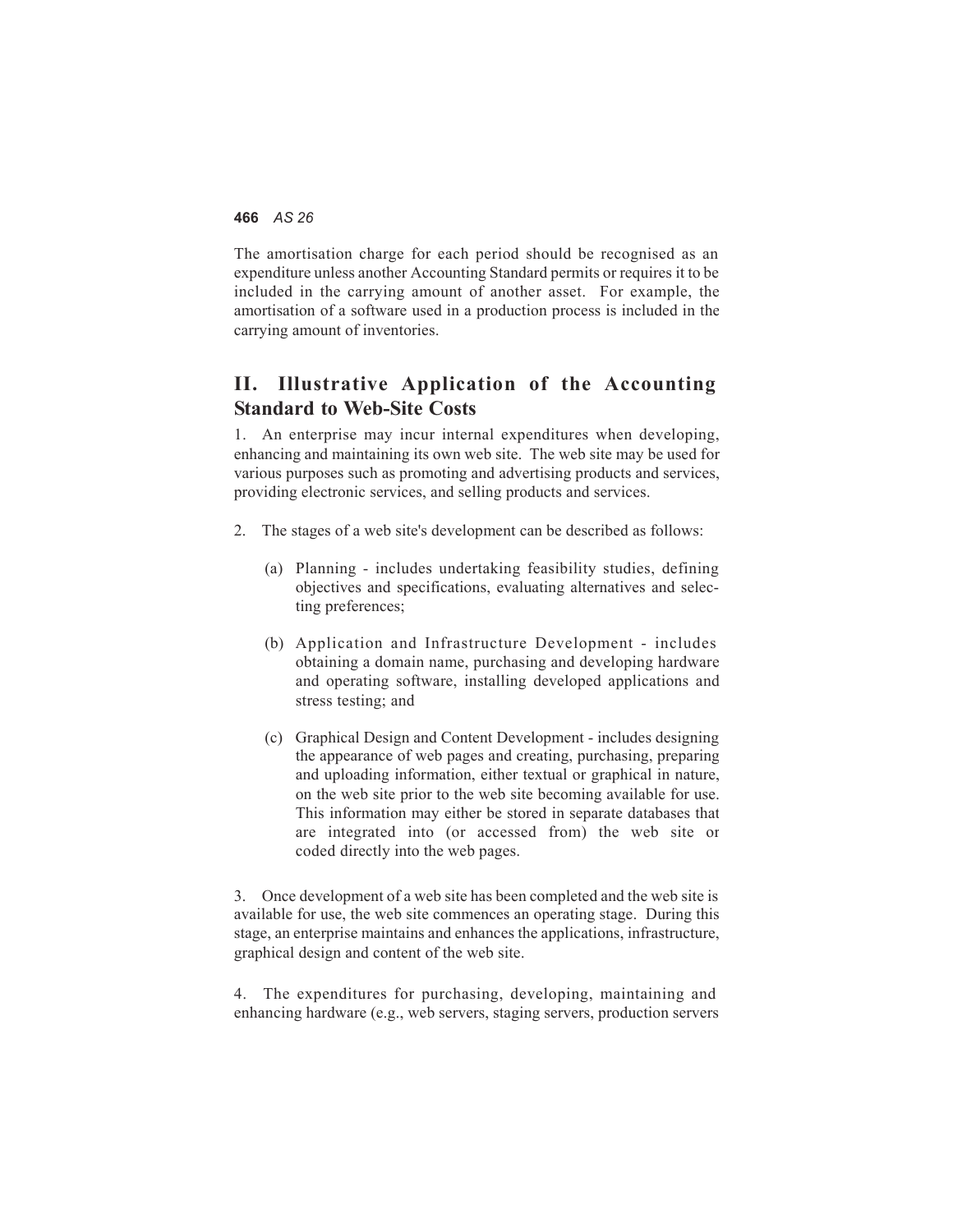The amortisation charge for each period should be recognised as an expenditure unless another Accounting Standard permits or requires it to be included in the carrying amount of another asset. For example, the amortisation of a software used in a production process is included in the carrying amount of inventories.

## II. Illustrative Application of the Accounting Standard to Web-Site Costs

1. An enterprise may incur internal expenditures when developing, enhancing and maintaining its own web site. The web site may be used for various purposes such as promoting and advertising products and services, providing electronic services, and selling products and services.

2. The stages of a web site's development can be described as follows:

   (a) Planning - includes undertaking feasibility studies, defining objectives and specifications, evaluating alternatives and selecting preferences;

   (b) Application and Infrastructure Development - includes obtaining a domain name, purchasing and developing hardware and operating software, installing developed applications and stress testing; and

   (c) Graphical Design and Content Development - includes designing the appearance of web pages and creating, purchasing, preparing and uploading information, either textual or graphical in nature, on the web site prior to the web site becoming available for use. This information may either be stored in separate databases that are integrated into (or accessed from) the web site or coded directly into the web pages.

3. Once development of a web site has been completed and the web site is available for use, the web site commences an operating stage. During this stage, an enterprise maintains and enhances the applications, infrastructure, graphical design and content of the web site.

4. The expenditures for purchasing, developing, maintaining and enhancing hardware (e.g., web servers, staging servers, production servers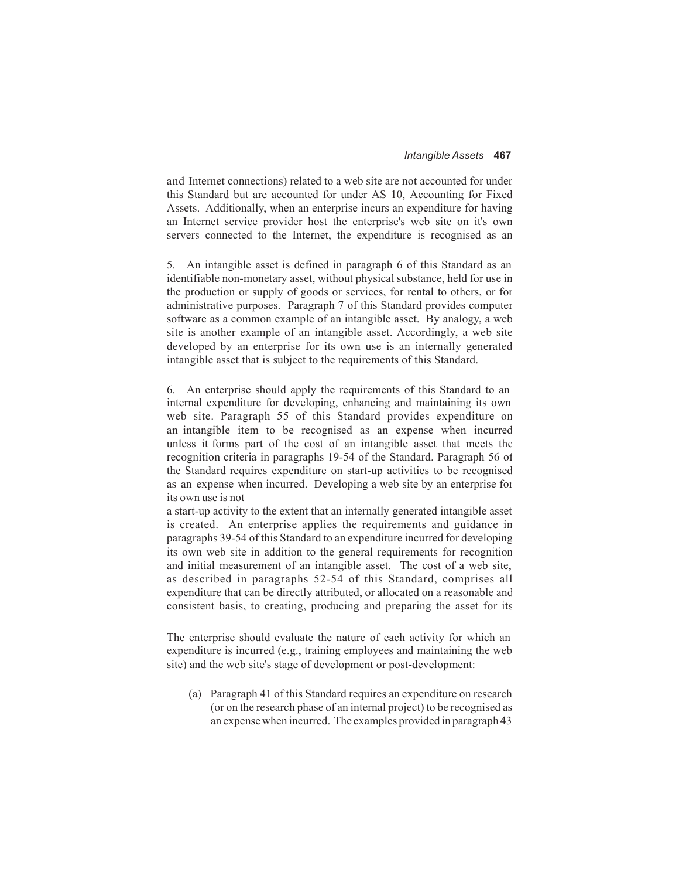and Internet connections) related to a web site are not accounted for under this Standard but are accounted for under AS 10, Accounting for Fixed Assets. Additionally, when an enterprise incurs an expenditure for having an Internet service provider host the enterprise's web site on it's own servers connected to the Internet, the expenditure is recognised as an

5. An intangible asset is defined in paragraph 6 of this Standard as an identifiable non-monetary asset, without physical substance, held for use in the production or supply of goods or services, for rental to others, or for administrative purposes. Paragraph 7 of this Standard provides computer software as a common example of an intangible asset. By analogy, a web site is another example of an intangible asset. Accordingly, a web site developed by an enterprise for its own use is an internally generated intangible asset that is subject to the requirements of this Standard.

6. An enterprise should apply the requirements of this Standard to an internal expenditure for developing, enhancing and maintaining its own web site. Paragraph 55 of this Standard provides expenditure on an intangible item to be recognised as an expense when incurred unless it forms part of the cost of an intangible asset that meets the recognition criteria in paragraphs 19-54 of the Standard. Paragraph 56 of the Standard requires expenditure on start-up activities to be recognised as an expense when incurred. Developing a web site by an enterprise for its own use is not
a start-up activity to the extent that an internally generated intangible asset is created. An enterprise applies the requirements and guidance in paragraphs 39-54 of this Standard to an expenditure incurred for developing its own web site in addition to the general requirements for recognition and initial measurement of an intangible asset. The cost of a web site, as described in paragraphs 52-54 of this Standard, comprises all expenditure that can be directly attributed, or allocated on a reasonable and consistent basis, to creating, producing and preparing the asset for its

The enterprise should evaluate the nature of each activity for which an expenditure is incurred (e.g., training employees and maintaining the web site) and the web site's stage of development or post-development:

(a) Paragraph 41 of this Standard requires an expenditure on research (or on the research phase of an internal project) to be recognised as an expense when incurred. The examples provided in paragraph 43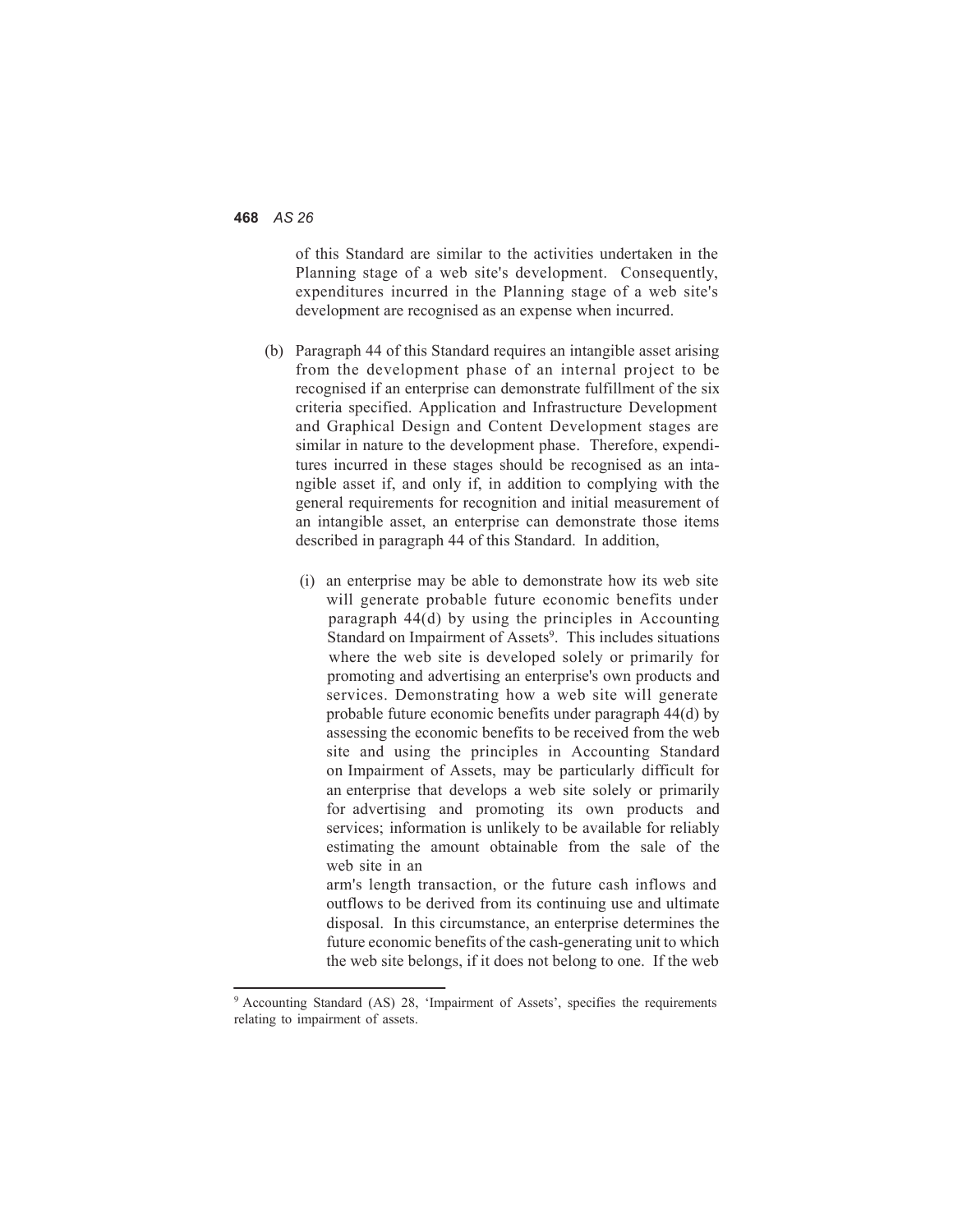of this Standard are similar to the activities undertaken in the Planning stage of a web site's development. Consequently, expenditures incurred in the Planning stage of a web site's development are recognised as an expense when incurred.

(b) Paragraph 44 of this Standard requires an intangible asset arising from the development phase of an internal project to be recognised if an enterprise can demonstrate fulfillment of the six criteria specified. Application and Infrastructure Development and Graphical Design and Content Development stages are similar in nature to the development phase. Therefore, expenditures incurred in these stages should be recognised as an intangible asset if, and only if, in addition to complying with the general requirements for recognition and initial measurement of an intangible asset, an enterprise can demonstrate those items described in paragraph 44 of this Standard. In addition,

(i) an enterprise may be able to demonstrate how its web site will generate probable future economic benefits under paragraph 44(d) by using the principles in Accounting Standard on Impairment of Assets[9]. This includes situations where the web site is developed solely or primarily for promoting and advertising an enterprise's own products and services. Demonstrating how a web site will generate probable future economic benefits under paragraph 44(d) by assessing the economic benefits to be received from the web site and using the principles in Accounting Standard on Impairment of Assets, may be particularly difficult for an enterprise that develops a web site solely or primarily for advertising and promoting its own products and services; information is unlikely to be available for reliably estimating the amount obtainable from the sale of the web site in an arm's length transaction, or the future cash inflows and outflows to be derived from its continuing use and ultimate disposal. In this circumstance, an enterprise determines the future economic benefits of the cash-generating unit to which the web site belongs, if it does not belong to one. If the web

---

[9] Accounting Standard (AS) 28, 'Impairment of Assets', specifies the requirements relating to impairment of assets.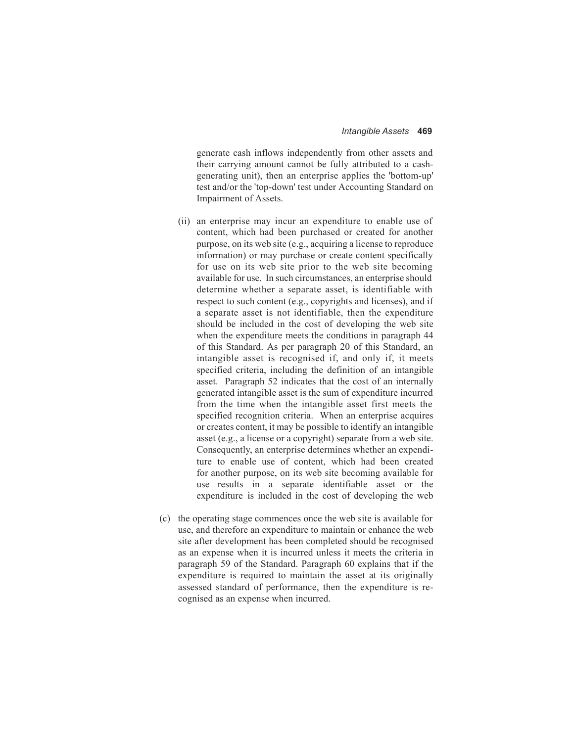generate cash inflows independently from other assets and their carrying amount cannot be fully attributed to a cash-generating unit), then an enterprise applies the 'bottom-up' test and/or the 'top-down' test under Accounting Standard on Impairment of Assets.

(ii) an enterprise may incur an expenditure to enable use of content, which had been purchased or created for another purpose, on its web site (e.g., acquiring a license to reproduce information) or may purchase or create content specifically for use on its web site prior to the web site becoming available for use. In such circumstances, an enterprise should determine whether a separate asset, is identifiable with respect to such content (e.g., copyrights and licenses), and if a separate asset is not identifiable, then the expenditure should be included in the cost of developing the web site when the expenditure meets the conditions in paragraph 44 of this Standard. As per paragraph 20 of this Standard, an intangible asset is recognised if, and only if, it meets specified criteria, including the definition of an intangible asset. Paragraph 52 indicates that the cost of an internally generated intangible asset is the sum of expenditure incurred from the time when the intangible asset first meets the specified recognition criteria. When an enterprise acquires or creates content, it may be possible to identify an intangible asset (e.g., a license or a copyright) separate from a web site. Consequently, an enterprise determines whether an expenditure to enable use of content, which had been created for another purpose, on its web site becoming available for use results in a separate identifiable asset or the expenditure is included in the cost of developing the web

(c) the operating stage commences once the web site is available for use, and therefore an expenditure to maintain or enhance the web site after development has been completed should be recognised as an expense when it is incurred unless it meets the criteria in paragraph 59 of the Standard. Paragraph 60 explains that if the expenditure is required to maintain the asset at its originally assessed standard of performance, then the expenditure is recognised as an expense when incurred.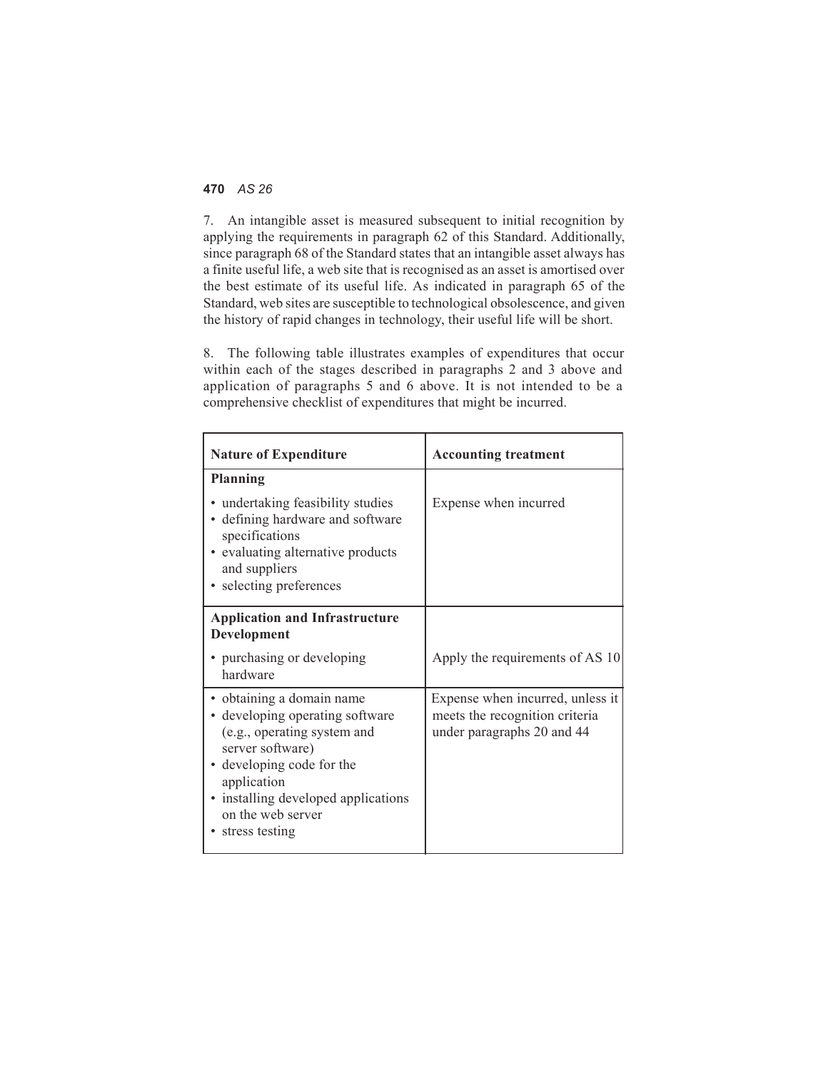7. An intangible asset is measured subsequent to initial recognition by applying the requirements in paragraph 62 of this Standard. Additionally, since paragraph 68 of the Standard states that an intangible asset always has a finite useful life, a web site that is recognised as an asset is amortised over the best estimate of its useful life. As indicated in paragraph 65 of the Standard, web sites are susceptible to technological obsolescence, and given the history of rapid changes in technology, their useful life will be short.

8. The following table illustrates examples of expenditures that occur within each of the stages described in paragraphs 2 and 3 above and application of paragraphs 5 and 6 above. It is not intended to be a comprehensive checklist of expenditures that might be incurred.

| Nature of Expenditure | Accounting treatment |
|---|---|
| **Planning**<br>• undertaking feasibility studies<br>• defining hardware and software specifications<br>• evaluating alternative products and suppliers<br>• selecting preferences | Expense when incurred |
| **Application and Infrastructure Development**<br>• purchasing or developing hardware | Apply the requirements of AS 10 |
| • obtaining a domain name<br>• developing operating software (e.g., operating system and server software)<br>• developing code for the application<br>• installing developed applications on the web server<br>• stress testing | Expense when incurred, unless it meets the recognition criteria under paragraphs 20 and 44 |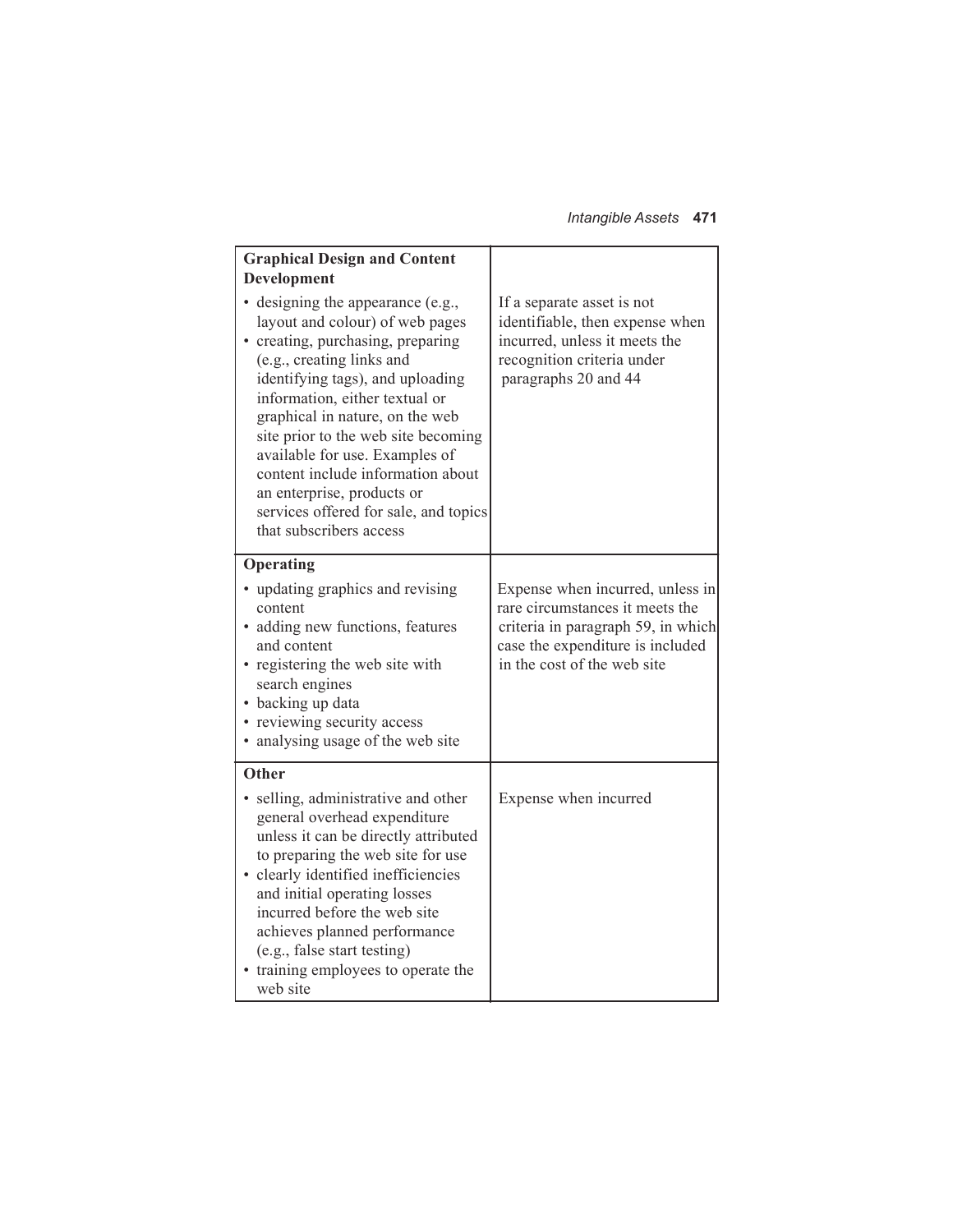| | |
|---|---|
| **Graphical Design and Content Development**<br>• designing the appearance (e.g., layout and colour) of web pages<br>• creating, purchasing, preparing (e.g., creating links and identifying tags), and uploading information, either textual or graphical in nature, on the web site prior to the web site becoming available for use. Examples of content include information about an enterprise, products or services offered for sale, and topics that subscribers access | If a separate asset is not identifiable, then expense when incurred, unless it meets the recognition criteria under paragraphs 20 and 44 |
| **Operating**<br>• updating graphics and revising content<br>• adding new functions, features and content<br>• registering the web site with search engines<br>• backing up data<br>• reviewing security access<br>• analysing usage of the web site | Expense when incurred, unless in rare circumstances it meets the criteria in paragraph 59, in which case the expenditure is included in the cost of the web site |
| **Other**<br>• selling, administrative and other general overhead expenditure unless it can be directly attributed to preparing the web site for use<br>• clearly identified inefficiencies and initial operating losses incurred before the web site achieves planned performance (e.g., false start testing)<br>• training employees to operate the web site | Expense when incurred |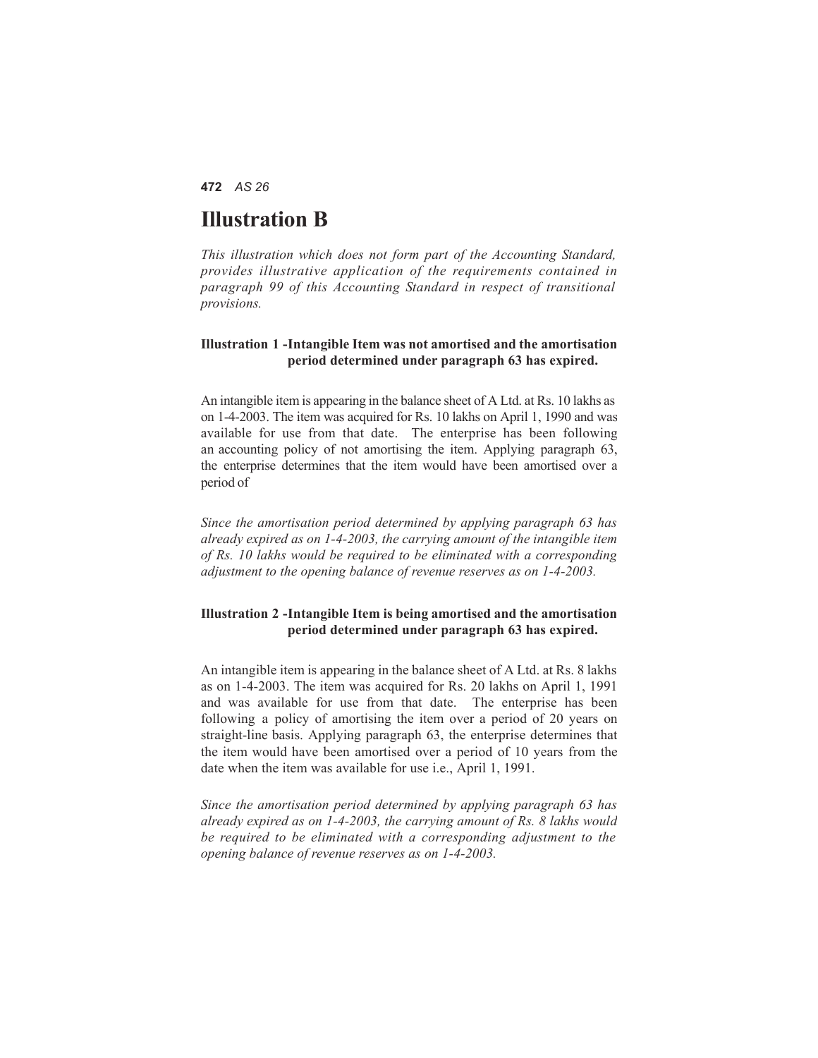# Illustration B

*This illustration which does not form part of the Accounting Standard, provides illustrative application of the requirements contained in paragraph 99 of this Accounting Standard in respect of transitional provisions.*

### Illustration 1 - Intangible Item was not amortised and the amortisation period determined under paragraph 63 has expired.

An intangible item is appearing in the balance sheet of A Ltd. at Rs. 10 lakhs as on 1-4-2003. The item was acquired for Rs. 10 lakhs on April 1, 1990 and was available for use from that date. The enterprise has been following an accounting policy of not amortising the item. Applying paragraph 63, the enterprise determines that the item would have been amortised over a period of

*Since the amortisation period determined by applying paragraph 63 has already expired as on 1-4-2003, the carrying amount of the intangible item of Rs. 10 lakhs would be required to be eliminated with a corresponding adjustment to the opening balance of revenue reserves as on 1-4-2003.*

### Illustration 2 - Intangible Item is being amortised and the amortisation period determined under paragraph 63 has expired.

An intangible item is appearing in the balance sheet of A Ltd. at Rs. 8 lakhs as on 1-4-2003. The item was acquired for Rs. 20 lakhs on April 1, 1991 and was available for use from that date. The enterprise has been following a policy of amortising the item over a period of 20 years on straight-line basis. Applying paragraph 63, the enterprise determines that the item would have been amortised over a period of 10 years from the date when the item was available for use i.e., April 1, 1991.

*Since the amortisation period determined by applying paragraph 63 has already expired as on 1-4-2003, the carrying amount of Rs. 8 lakhs would be required to be eliminated with a corresponding adjustment to the opening balance of revenue reserves as on 1-4-2003.*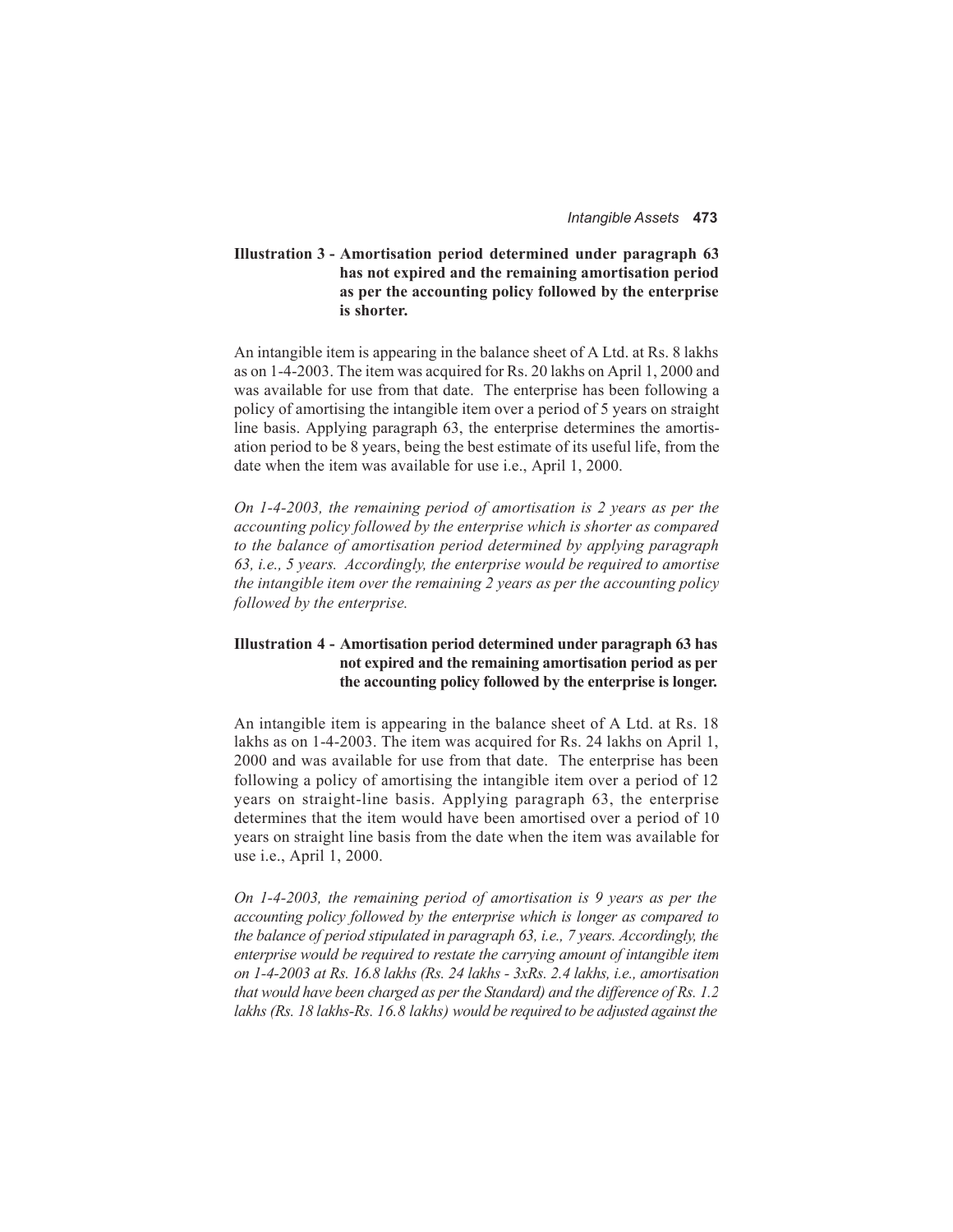**Illustration 3 - Amortisation period determined under paragraph 63 has not expired and the remaining amortisation period as per the accounting policy followed by the enterprise is shorter.**

An intangible item is appearing in the balance sheet of A Ltd. at Rs. 8 lakhs as on 1-4-2003. The item was acquired for Rs. 20 lakhs on April 1, 2000 and was available for use from that date. The enterprise has been following a policy of amortising the intangible item over a period of 5 years on straight line basis. Applying paragraph 63, the enterprise determines the amortisation period to be 8 years, being the best estimate of its useful life, from the date when the item was available for use i.e., April 1, 2000.

*On 1-4-2003, the remaining period of amortisation is 2 years as per the accounting policy followed by the enterprise which is shorter as compared to the balance of amortisation period determined by applying paragraph 63, i.e., 5 years. Accordingly, the enterprise would be required to amortise the intangible item over the remaining 2 years as per the accounting policy followed by the enterprise.*

**Illustration 4 - Amortisation period determined under paragraph 63 has not expired and the remaining amortisation period as per the accounting policy followed by the enterprise is longer.**

An intangible item is appearing in the balance sheet of A Ltd. at Rs. 18 lakhs as on 1-4-2003. The item was acquired for Rs. 24 lakhs on April 1, 2000 and was available for use from that date. The enterprise has been following a policy of amortising the intangible item over a period of 12 years on straight-line basis. Applying paragraph 63, the enterprise determines that the item would have been amortised over a period of 10 years on straight line basis from the date when the item was available for use i.e., April 1, 2000.

*On 1-4-2003, the remaining period of amortisation is 9 years as per the accounting policy followed by the enterprise which is longer as compared to the balance of period stipulated in paragraph 63, i.e., 7 years. Accordingly, the enterprise would be required to restate the carrying amount of intangible item on 1-4-2003 at Rs. 16.8 lakhs (Rs. 24 lakhs - 3xRs. 2.4 lakhs, i.e., amortisation that would have been charged as per the Standard) and the difference of Rs. 1.2 lakhs (Rs. 18 lakhs-Rs. 16.8 lakhs) would be required to be adjusted against the*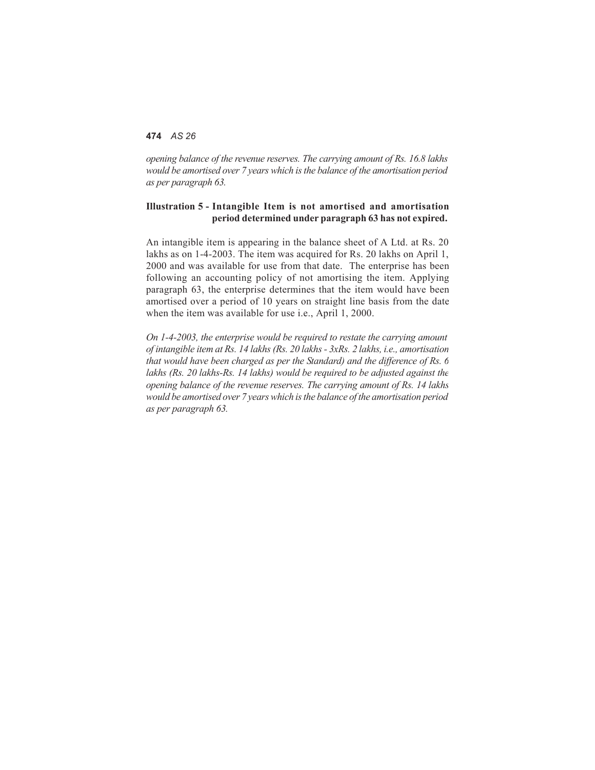*opening balance of the revenue reserves. The carrying amount of Rs. 16.8 lakhs would be amortised over 7 years which is the balance of the amortisation period as per paragraph 63.*

**Illustration 5 - Intangible Item is not amortised and amortisation period determined under paragraph 63 has not expired.**

An intangible item is appearing in the balance sheet of A Ltd. at Rs. 20 lakhs as on 1-4-2003. The item was acquired for Rs. 20 lakhs on April 1, 2000 and was available for use from that date. The enterprise has been following an accounting policy of not amortising the item. Applying paragraph 63, the enterprise determines that the item would have been amortised over a period of 10 years on straight line basis from the date when the item was available for use i.e., April 1, 2000.

*On 1-4-2003, the enterprise would be required to restate the carrying amount of intangible item at Rs. 14 lakhs (Rs. 20 lakhs - 3xRs. 2 lakhs, i.e., amortisation that would have been charged as per the Standard) and the difference of Rs. 6 lakhs (Rs. 20 lakhs-Rs. 14 lakhs) would be required to be adjusted against the opening balance of the revenue reserves. The carrying amount of Rs. 14 lakhs would be amortised over 7 years which is the balance of the amortisation period as per paragraph 63.*